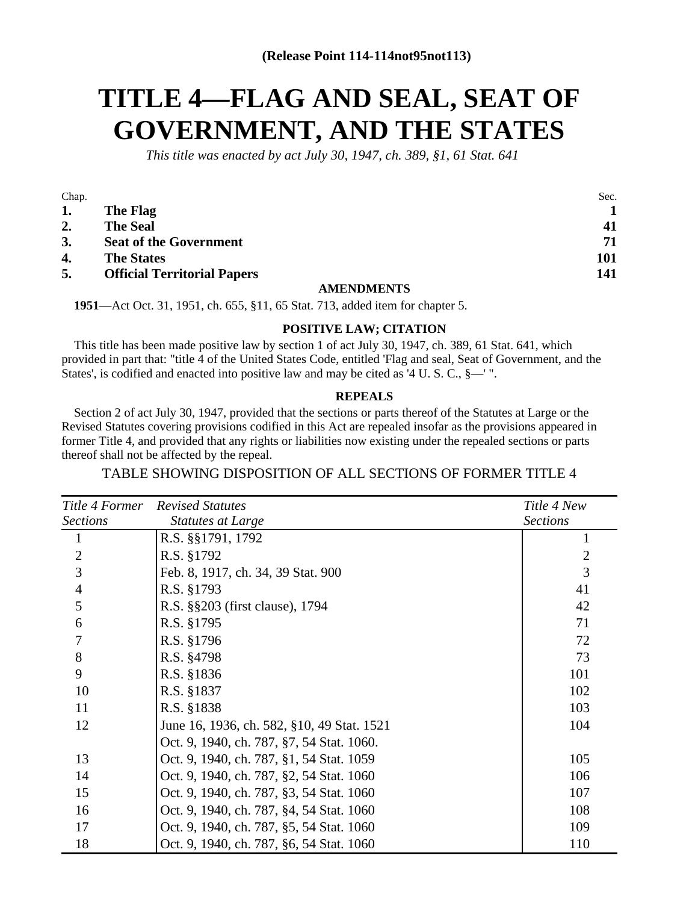(Release Point 114-114not95not113)

# TITLE 4—FLAG AND SEAL, SEAT OF GOVERNMENT, AND THE STATES

*This title was enacted by act July 30, 1947, ch. 389, §1, 61 Stat. 641*

| Chap. | | Sec. |
|---|---|---|
| **1.** | **The Flag** | **1** |
| **2.** | **The Seal** | **41** |
| **3.** | **Seat of the Government** | **71** |
| **4.** | **The States** | **101** |
| **5.** | **Official Territorial Papers** | **141** |

### AMENDMENTS

**1951**—Act Oct. 31, 1951, ch. 655, §11, 65 Stat. 713, added item for chapter 5.

### POSITIVE LAW; CITATION

This title has been made positive law by section 1 of act July 30, 1947, ch. 389, 61 Stat. 641, which provided in part that: "title 4 of the United States Code, entitled 'Flag and seal, Seat of Government, and the States', is codified and enacted into positive law and may be cited as '4 U. S. C., §—' ".

### REPEALS

Section 2 of act July 30, 1947, provided that the sections or parts thereof of the Statutes at Large or the Revised Statutes covering provisions codified in this Act are repealed insofar as the provisions appeared in former Title 4, and provided that any rights or liabilities now existing under the repealed sections or parts thereof shall not be affected by the repeal.

TABLE SHOWING DISPOSITION OF ALL SECTIONS OF FORMER TITLE 4

| *Title 4 Former Sections* | *Revised Statutes Statutes at Large* | *Title 4 New Sections* |
|---|---|---|
| 1 | R.S. §§1791, 1792 | 1 |
| 2 | R.S. §1792 | 2 |
| 3 | Feb. 8, 1917, ch. 34, 39 Stat. 900 | 3 |
| 4 | R.S. §1793 | 41 |
| 5 | R.S. §§203 (first clause), 1794 | 42 |
| 6 | R.S. §1795 | 71 |
| 7 | R.S. §1796 | 72 |
| 8 | R.S. §4798 | 73 |
| 9 | R.S. §1836 | 101 |
| 10 | R.S. §1837 | 102 |
| 11 | R.S. §1838 | 103 |
| 12 | June 16, 1936, ch. 582, §10, 49 Stat. 1521 | 104 |
| | Oct. 9, 1940, ch. 787, §7, 54 Stat. 1060. | |
| 13 | Oct. 9, 1940, ch. 787, §1, 54 Stat. 1059 | 105 |
| 14 | Oct. 9, 1940, ch. 787, §2, 54 Stat. 1060 | 106 |
| 15 | Oct. 9, 1940, ch. 787, §3, 54 Stat. 1060 | 107 |
| 16 | Oct. 9, 1940, ch. 787, §4, 54 Stat. 1060 | 108 |
| 17 | Oct. 9, 1940, ch. 787, §5, 54 Stat. 1060 | 109 |
| 18 | Oct. 9, 1940, ch. 787, §6, 54 Stat. 1060 | 110 |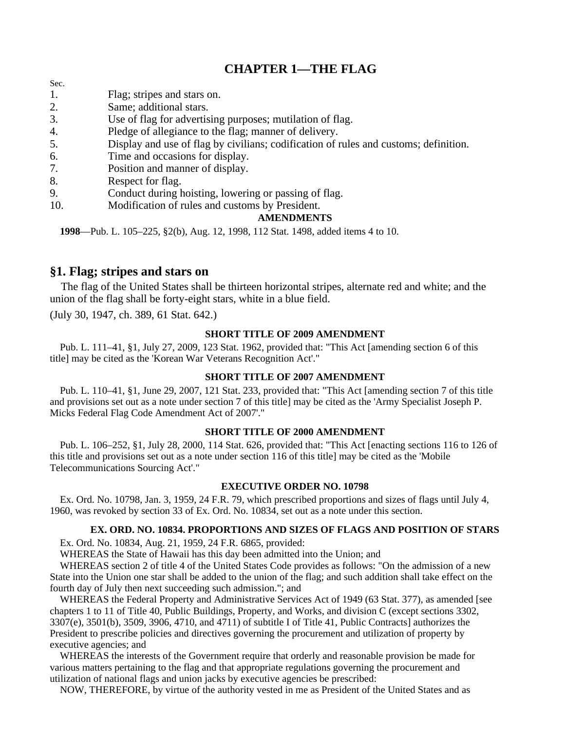# CHAPTER 1—THE FLAG

Sec.

1. Flag; stripes and stars on.
2. Same; additional stars.
3. Use of flag for advertising purposes; mutilation of flag.
4. Pledge of allegiance to the flag; manner of delivery.
5. Display and use of flag by civilians; codification of rules and customs; definition.
6. Time and occasions for display.
7. Position and manner of display.
8. Respect for flag.
9. Conduct during hoisting, lowering or passing of flag.
10. Modification of rules and customs by President.

**AMENDMENTS**

**1998**—Pub. L. 105–225, §2(b), Aug. 12, 1998, 112 Stat. 1498, added items 4 to 10.

## §1. Flag; stripes and stars on

The flag of the United States shall be thirteen horizontal stripes, alternate red and white; and the union of the flag shall be forty-eight stars, white in a blue field.

(July 30, 1947, ch. 389, 61 Stat. 642.)

**SHORT TITLE OF 2009 AMENDMENT**

Pub. L. 111–41, §1, July 27, 2009, 123 Stat. 1962, provided that: "This Act [amending section 6 of this title] may be cited as the 'Korean War Veterans Recognition Act'."

**SHORT TITLE OF 2007 AMENDMENT**

Pub. L. 110–41, §1, June 29, 2007, 121 Stat. 233, provided that: "This Act [amending section 7 of this title and provisions set out as a note under section 7 of this title] may be cited as the 'Army Specialist Joseph P. Micks Federal Flag Code Amendment Act of 2007'."

**SHORT TITLE OF 2000 AMENDMENT**

Pub. L. 106–252, §1, July 28, 2000, 114 Stat. 626, provided that: "This Act [enacting sections 116 to 126 of this title and provisions set out as a note under section 116 of this title] may be cited as the 'Mobile Telecommunications Sourcing Act'."

**EXECUTIVE ORDER NO. 10798**

Ex. Ord. No. 10798, Jan. 3, 1959, 24 F.R. 79, which prescribed proportions and sizes of flags until July 4, 1960, was revoked by section 33 of Ex. Ord. No. 10834, set out as a note under this section.

**EX. ORD. NO. 10834. PROPORTIONS AND SIZES OF FLAGS AND POSITION OF STARS**

Ex. Ord. No. 10834, Aug. 21, 1959, 24 F.R. 6865, provided:

WHEREAS the State of Hawaii has this day been admitted into the Union; and

WHEREAS section 2 of title 4 of the United States Code provides as follows: "On the admission of a new State into the Union one star shall be added to the union of the flag; and such addition shall take effect on the fourth day of July then next succeeding such admission."; and

WHEREAS the Federal Property and Administrative Services Act of 1949 (63 Stat. 377), as amended [see chapters 1 to 11 of Title 40, Public Buildings, Property, and Works, and division C (except sections 3302, 3307(e), 3501(b), 3509, 3906, 4710, and 4711) of subtitle I of Title 41, Public Contracts] authorizes the President to prescribe policies and directives governing the procurement and utilization of property by executive agencies; and

WHEREAS the interests of the Government require that orderly and reasonable provision be made for various matters pertaining to the flag and that appropriate regulations governing the procurement and utilization of national flags and union jacks by executive agencies be prescribed:

NOW, THEREFORE, by virtue of the authority vested in me as President of the United States and as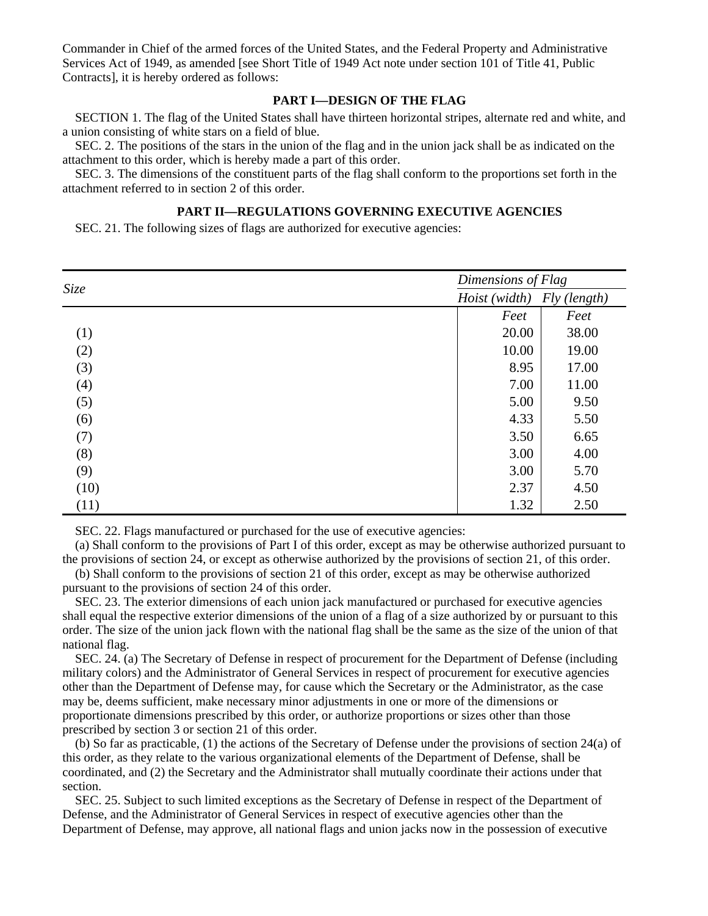Commander in Chief of the armed forces of the United States, and the Federal Property and Administrative Services Act of 1949, as amended [see Short Title of 1949 Act note under section 101 of Title 41, Public Contracts], it is hereby ordered as follows:

## PART I—DESIGN OF THE FLAG

SECTION 1. The flag of the United States shall have thirteen horizontal stripes, alternate red and white, and a union consisting of white stars on a field of blue.

SEC. 2. The positions of the stars in the union of the flag and in the union jack shall be as indicated on the attachment to this order, which is hereby made a part of this order.

SEC. 3. The dimensions of the constituent parts of the flag shall conform to the proportions set forth in the attachment referred to in section 2 of this order.

## PART II—REGULATIONS GOVERNING EXECUTIVE AGENCIES

SEC. 21. The following sizes of flags are authorized for executive agencies:

| *Size* | *Dimensions of Flag* | |
|---|---|---|
| | *Hoist (width)* | *Fly (length)* |
| | *Feet* | *Feet* |
| (1) | 20.00 | 38.00 |
| (2) | 10.00 | 19.00 |
| (3) | 8.95 | 17.00 |
| (4) | 7.00 | 11.00 |
| (5) | 5.00 | 9.50 |
| (6) | 4.33 | 5.50 |
| (7) | 3.50 | 6.65 |
| (8) | 3.00 | 4.00 |
| (9) | 3.00 | 5.70 |
| (10) | 2.37 | 4.50 |
| (11) | 1.32 | 2.50 |

SEC. 22. Flags manufactured or purchased for the use of executive agencies:

(a) Shall conform to the provisions of Part I of this order, except as may be otherwise authorized pursuant to the provisions of section 24, or except as otherwise authorized by the provisions of section 21, of this order.

(b) Shall conform to the provisions of section 21 of this order, except as may be otherwise authorized pursuant to the provisions of section 24 of this order.

SEC. 23. The exterior dimensions of each union jack manufactured or purchased for executive agencies shall equal the respective exterior dimensions of the union of a flag of a size authorized by or pursuant to this order. The size of the union jack flown with the national flag shall be the same as the size of the union of that national flag.

SEC. 24. (a) The Secretary of Defense in respect of procurement for the Department of Defense (including military colors) and the Administrator of General Services in respect of procurement for executive agencies other than the Department of Defense may, for cause which the Secretary or the Administrator, as the case may be, deems sufficient, make necessary minor adjustments in one or more of the dimensions or proportionate dimensions prescribed by this order, or authorize proportions or sizes other than those prescribed by section 3 or section 21 of this order.

(b) So far as practicable, (1) the actions of the Secretary of Defense under the provisions of section 24(a) of this order, as they relate to the various organizational elements of the Department of Defense, shall be coordinated, and (2) the Secretary and the Administrator shall mutually coordinate their actions under that section.

SEC. 25. Subject to such limited exceptions as the Secretary of Defense in respect of the Department of Defense, and the Administrator of General Services in respect of executive agencies other than the Department of Defense, may approve, all national flags and union jacks now in the possession of executive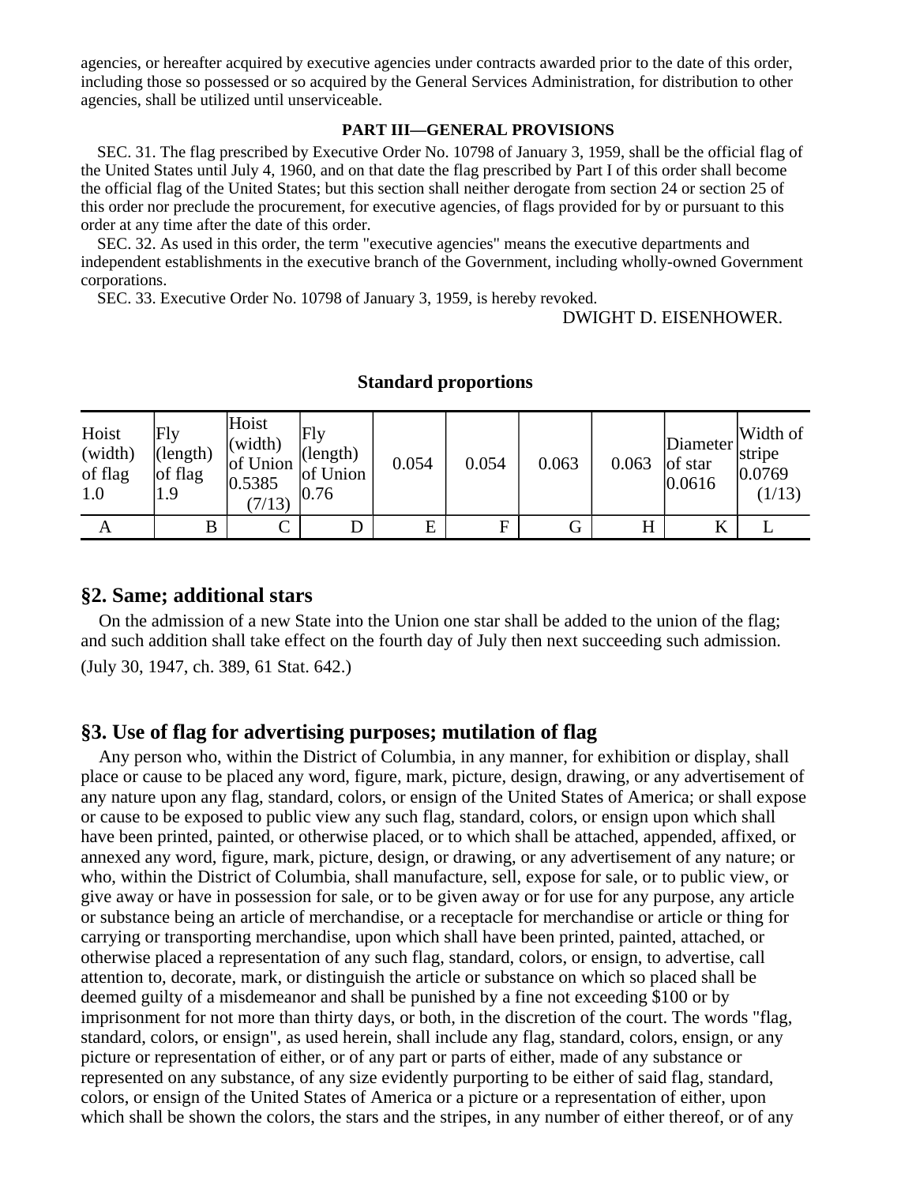agencies, or hereafter acquired by executive agencies under contracts awarded prior to the date of this order, including those so possessed or so acquired by the General Services Administration, for distribution to other agencies, shall be utilized until unserviceable.

#### PART III—GENERAL PROVISIONS

SEC. 31. The flag prescribed by Executive Order No. 10798 of January 3, 1959, shall be the official flag of the United States until July 4, 1960, and on that date the flag prescribed by Part I of this order shall become the official flag of the United States; but this section shall neither derogate from section 24 or section 25 of this order nor preclude the procurement, for executive agencies, of flags provided for by or pursuant to this order at any time after the date of this order.

SEC. 32. As used in this order, the term "executive agencies" means the executive departments and independent establishments in the executive branch of the Government, including wholly-owned Government corporations.

SEC. 33. Executive Order No. 10798 of January 3, 1959, is hereby revoked.

DWIGHT D. EISENHOWER.

#### Standard proportions

| Hoist (width) of flag 1.0 | Fly (length) of flag 1.9 | Hoist (width) of Union 0.5385 (7/13) | Fly (length) of Union 0.76 | 0.054 | 0.054 | 0.063 | 0.063 | Diameter of star 0.0616 | Width of stripe 0.0769 (1/13) |
|---|---|---|---|---|---|---|---|---|---|
| A | B | C | D | E | F | G | H | K | L |

## §2. Same; additional stars

On the admission of a new State into the Union one star shall be added to the union of the flag; and such addition shall take effect on the fourth day of July then next succeeding such admission.

(July 30, 1947, ch. 389, 61 Stat. 642.)

## §3. Use of flag for advertising purposes; mutilation of flag

Any person who, within the District of Columbia, in any manner, for exhibition or display, shall place or cause to be placed any word, figure, mark, picture, design, drawing, or any advertisement of any nature upon any flag, standard, colors, or ensign of the United States of America; or shall expose or cause to be exposed to public view any such flag, standard, colors, or ensign upon which shall have been printed, painted, or otherwise placed, or to which shall be attached, appended, affixed, or annexed any word, figure, mark, picture, design, or drawing, or any advertisement of any nature; or who, within the District of Columbia, shall manufacture, sell, expose for sale, or to public view, or give away or have in possession for sale, or to be given away or for use for any purpose, any article or substance being an article of merchandise, or a receptacle for merchandise or article or thing for carrying or transporting merchandise, upon which shall have been printed, painted, attached, or otherwise placed a representation of any such flag, standard, colors, or ensign, to advertise, call attention to, decorate, mark, or distinguish the article or substance on which so placed shall be deemed guilty of a misdemeanor and shall be punished by a fine not exceeding $100 or by imprisonment for not more than thirty days, or both, in the discretion of the court. The words "flag, standard, colors, or ensign", as used herein, shall include any flag, standard, colors, ensign, or any picture or representation of either, or of any part or parts of either, made of any substance or represented on any substance, of any size evidently purporting to be either of said flag, standard, colors, or ensign of the United States of America or a picture or a representation of either, upon which shall be shown the colors, the stars and the stripes, in any number of either thereof, or of any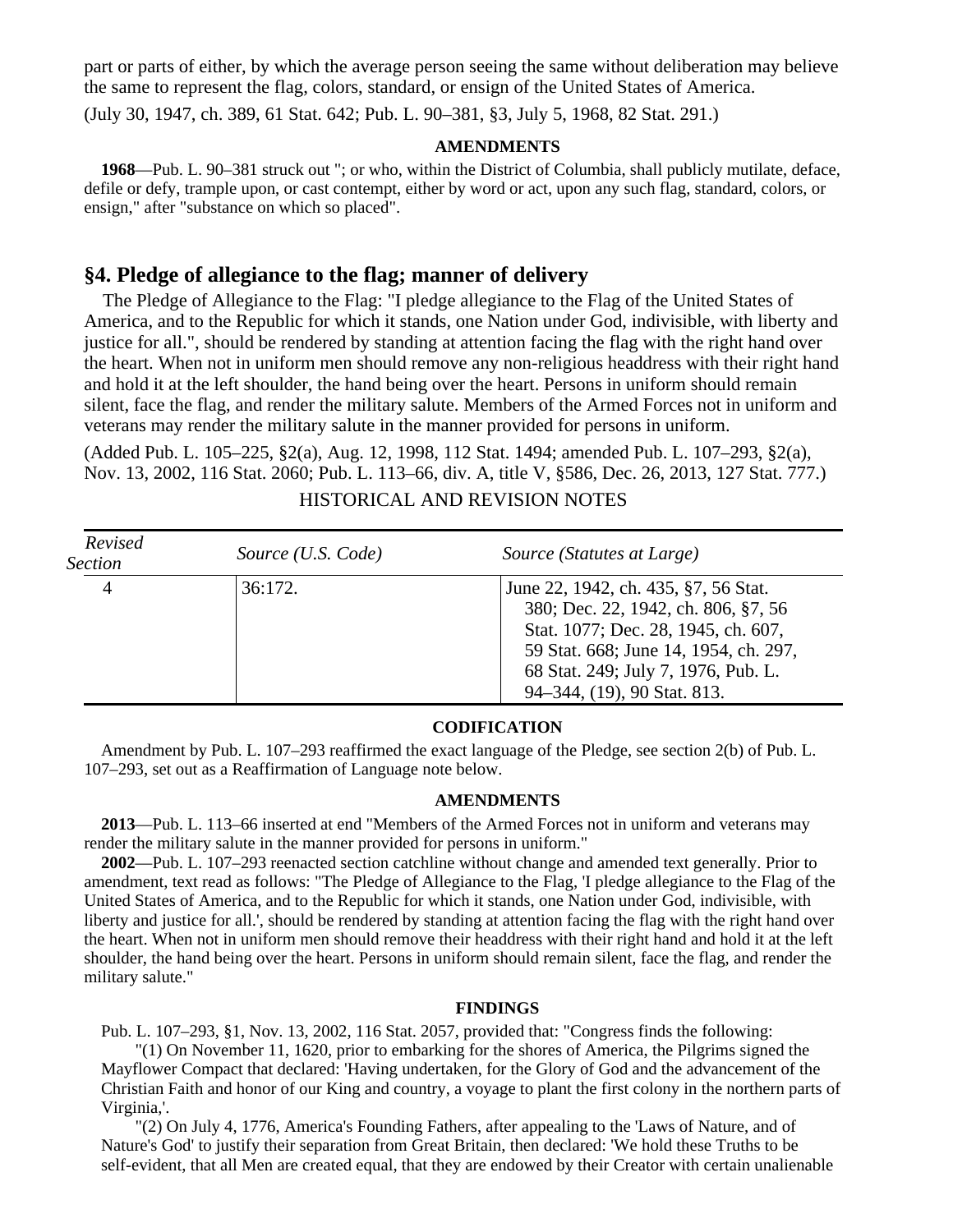part or parts of either, by which the average person seeing the same without deliberation may believe the same to represent the flag, colors, standard, or ensign of the United States of America.

(July 30, 1947, ch. 389, 61 Stat. 642; Pub. L. 90–381, §3, July 5, 1968, 82 Stat. 291.)

#### AMENDMENTS

**1968**—Pub. L. 90–381 struck out "; or who, within the District of Columbia, shall publicly mutilate, deface, defile or defy, trample upon, or cast contempt, either by word or act, upon any such flag, standard, colors, or ensign," after "substance on which so placed".

## §4. Pledge of allegiance to the flag; manner of delivery

The Pledge of Allegiance to the Flag: "I pledge allegiance to the Flag of the United States of America, and to the Republic for which it stands, one Nation under God, indivisible, with liberty and justice for all.", should be rendered by standing at attention facing the flag with the right hand over the heart. When not in uniform men should remove any non-religious headdress with their right hand and hold it at the left shoulder, the hand being over the heart. Persons in uniform should remain silent, face the flag, and render the military salute. Members of the Armed Forces not in uniform and veterans may render the military salute in the manner provided for persons in uniform.

(Added Pub. L. 105–225, §2(a), Aug. 12, 1998, 112 Stat. 1494; amended Pub. L. 107–293, §2(a), Nov. 13, 2002, 116 Stat. 2060; Pub. L. 113–66, div. A, title V, §586, Dec. 26, 2013, 127 Stat. 777.)

HISTORICAL AND REVISION NOTES

| *Revised Section* | *Source (U.S. Code)* | *Source (Statutes at Large)* |
|---|---|---|
| 4 | 36:172. | June 22, 1942, ch. 435, §7, 56 Stat. 380; Dec. 22, 1942, ch. 806, §7, 56 Stat. 1077; Dec. 28, 1945, ch. 607, 59 Stat. 668; June 14, 1954, ch. 297, 68 Stat. 249; July 7, 1976, Pub. L. 94–344, (19), 90 Stat. 813. |

#### CODIFICATION

Amendment by Pub. L. 107–293 reaffirmed the exact language of the Pledge, see section 2(b) of Pub. L. 107–293, set out as a Reaffirmation of Language note below.

#### AMENDMENTS

**2013**—Pub. L. 113–66 inserted at end "Members of the Armed Forces not in uniform and veterans may render the military salute in the manner provided for persons in uniform."

**2002**—Pub. L. 107–293 reenacted section catchline without change and amended text generally. Prior to amendment, text read as follows: "The Pledge of Allegiance to the Flag, 'I pledge allegiance to the Flag of the United States of America, and to the Republic for which it stands, one Nation under God, indivisible, with liberty and justice for all.', should be rendered by standing at attention facing the flag with the right hand over the heart. When not in uniform men should remove their headdress with their right hand and hold it at the left shoulder, the hand being over the heart. Persons in uniform should remain silent, face the flag, and render the military salute."

#### FINDINGS

Pub. L. 107–293, §1, Nov. 13, 2002, 116 Stat. 2057, provided that: "Congress finds the following:

"(1) On November 11, 1620, prior to embarking for the shores of America, the Pilgrims signed the Mayflower Compact that declared: 'Having undertaken, for the Glory of God and the advancement of the Christian Faith and honor of our King and country, a voyage to plant the first colony in the northern parts of Virginia,'.

"(2) On July 4, 1776, America's Founding Fathers, after appealing to the 'Laws of Nature, and of Nature's God' to justify their separation from Great Britain, then declared: 'We hold these Truths to be self-evident, that all Men are created equal, that they are endowed by their Creator with certain unalienable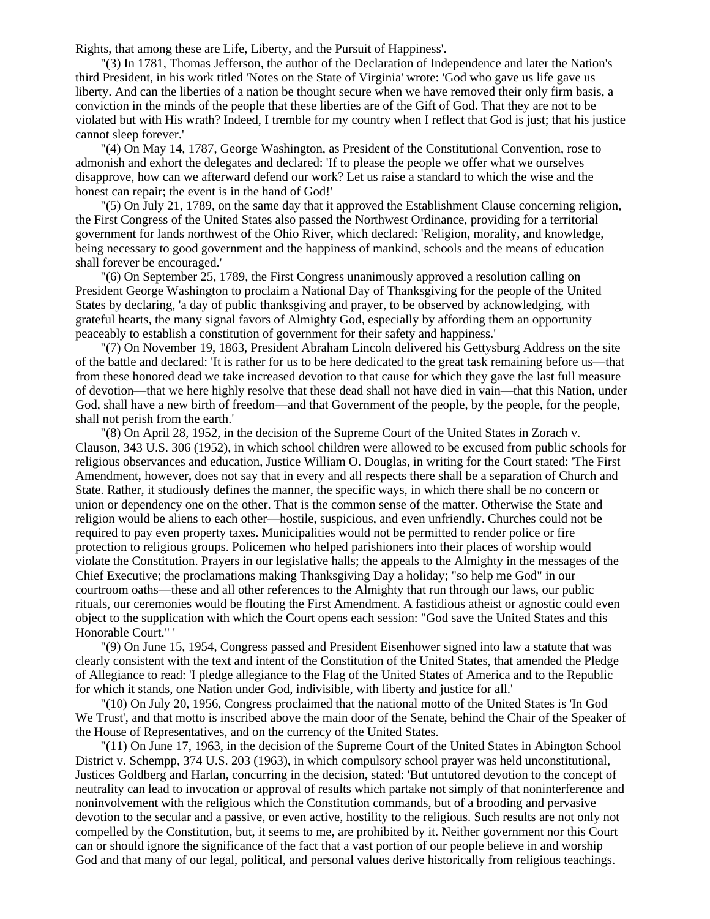Rights, that among these are Life, Liberty, and the Pursuit of Happiness'.

"(3) In 1781, Thomas Jefferson, the author of the Declaration of Independence and later the Nation's third President, in his work titled 'Notes on the State of Virginia' wrote: 'God who gave us life gave us liberty. And can the liberties of a nation be thought secure when we have removed their only firm basis, a conviction in the minds of the people that these liberties are of the Gift of God. That they are not to be violated but with His wrath? Indeed, I tremble for my country when I reflect that God is just; that his justice cannot sleep forever.'

"(4) On May 14, 1787, George Washington, as President of the Constitutional Convention, rose to admonish and exhort the delegates and declared: 'If to please the people we offer what we ourselves disapprove, how can we afterward defend our work? Let us raise a standard to which the wise and the honest can repair; the event is in the hand of God!'

"(5) On July 21, 1789, on the same day that it approved the Establishment Clause concerning religion, the First Congress of the United States also passed the Northwest Ordinance, providing for a territorial government for lands northwest of the Ohio River, which declared: 'Religion, morality, and knowledge, being necessary to good government and the happiness of mankind, schools and the means of education shall forever be encouraged.'

"(6) On September 25, 1789, the First Congress unanimously approved a resolution calling on President George Washington to proclaim a National Day of Thanksgiving for the people of the United States by declaring, 'a day of public thanksgiving and prayer, to be observed by acknowledging, with grateful hearts, the many signal favors of Almighty God, especially by affording them an opportunity peaceably to establish a constitution of government for their safety and happiness.'

"(7) On November 19, 1863, President Abraham Lincoln delivered his Gettysburg Address on the site of the battle and declared: 'It is rather for us to be here dedicated to the great task remaining before us—that from these honored dead we take increased devotion to that cause for which they gave the last full measure of devotion—that we here highly resolve that these dead shall not have died in vain—that this Nation, under God, shall have a new birth of freedom—and that Government of the people, by the people, for the people, shall not perish from the earth.'

"(8) On April 28, 1952, in the decision of the Supreme Court of the United States in Zorach v. Clauson, 343 U.S. 306 (1952), in which school children were allowed to be excused from public schools for religious observances and education, Justice William O. Douglas, in writing for the Court stated: 'The First Amendment, however, does not say that in every and all respects there shall be a separation of Church and State. Rather, it studiously defines the manner, the specific ways, in which there shall be no concern or union or dependency one on the other. That is the common sense of the matter. Otherwise the State and religion would be aliens to each other—hostile, suspicious, and even unfriendly. Churches could not be required to pay even property taxes. Municipalities would not be permitted to render police or fire protection to religious groups. Policemen who helped parishioners into their places of worship would violate the Constitution. Prayers in our legislative halls; the appeals to the Almighty in the messages of the Chief Executive; the proclamations making Thanksgiving Day a holiday; "so help me God" in our courtroom oaths—these and all other references to the Almighty that run through our laws, our public rituals, our ceremonies would be flouting the First Amendment. A fastidious atheist or agnostic could even object to the supplication with which the Court opens each session: "God save the United States and this Honorable Court." '

"(9) On June 15, 1954, Congress passed and President Eisenhower signed into law a statute that was clearly consistent with the text and intent of the Constitution of the United States, that amended the Pledge of Allegiance to read: 'I pledge allegiance to the Flag of the United States of America and to the Republic for which it stands, one Nation under God, indivisible, with liberty and justice for all.'

"(10) On July 20, 1956, Congress proclaimed that the national motto of the United States is 'In God We Trust', and that motto is inscribed above the main door of the Senate, behind the Chair of the Speaker of the House of Representatives, and on the currency of the United States.

"(11) On June 17, 1963, in the decision of the Supreme Court of the United States in Abington School District v. Schempp, 374 U.S. 203 (1963), in which compulsory school prayer was held unconstitutional, Justices Goldberg and Harlan, concurring in the decision, stated: 'But untutored devotion to the concept of neutrality can lead to invocation or approval of results which partake not simply of that noninterference and noninvolvement with the religious which the Constitution commands, but of a brooding and pervasive devotion to the secular and a passive, or even active, hostility to the religious. Such results are not only not compelled by the Constitution, but, it seems to me, are prohibited by it. Neither government nor this Court can or should ignore the significance of the fact that a vast portion of our people believe in and worship God and that many of our legal, political, and personal values derive historically from religious teachings.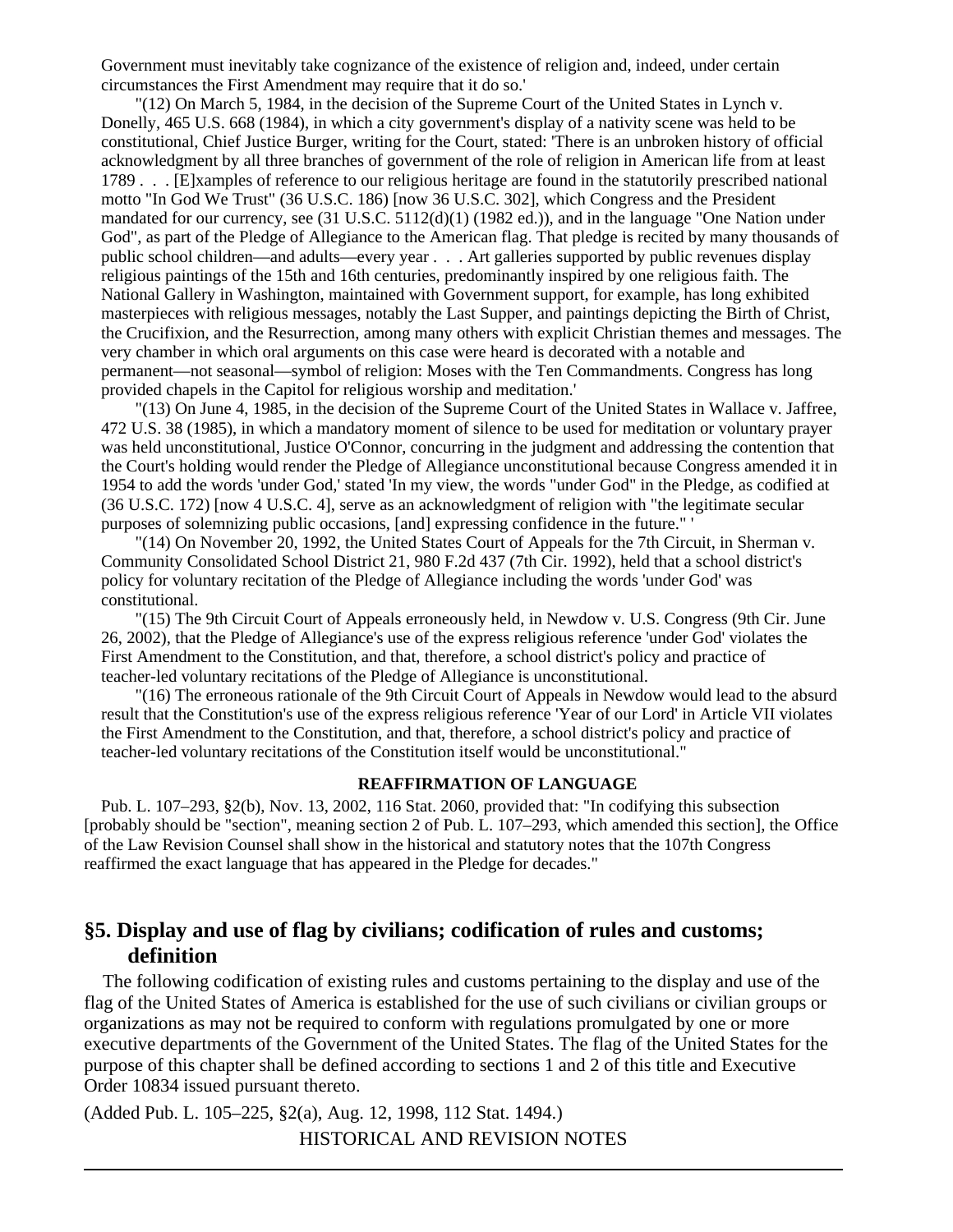Government must inevitably take cognizance of the existence of religion and, indeed, under certain circumstances the First Amendment may require that it do so.'

"(12) On March 5, 1984, in the decision of the Supreme Court of the United States in Lynch v. Donelly, 465 U.S. 668 (1984), in which a city government's display of a nativity scene was held to be constitutional, Chief Justice Burger, writing for the Court, stated: 'There is an unbroken history of official acknowledgment by all three branches of government of the role of religion in American life from at least 1789 . . . [E]xamples of reference to our religious heritage are found in the statutorily prescribed national motto "In God We Trust" (36 U.S.C. 186) [now 36 U.S.C. 302], which Congress and the President mandated for our currency, see (31 U.S.C. 5112(d)(1) (1982 ed.)), and in the language "One Nation under God", as part of the Pledge of Allegiance to the American flag. That pledge is recited by many thousands of public school children—and adults—every year . . . Art galleries supported by public revenues display religious paintings of the 15th and 16th centuries, predominantly inspired by one religious faith. The National Gallery in Washington, maintained with Government support, for example, has long exhibited masterpieces with religious messages, notably the Last Supper, and paintings depicting the Birth of Christ, the Crucifixion, and the Resurrection, among many others with explicit Christian themes and messages. The very chamber in which oral arguments on this case were heard is decorated with a notable and permanent—not seasonal—symbol of religion: Moses with the Ten Commandments. Congress has long provided chapels in the Capitol for religious worship and meditation.'

"(13) On June 4, 1985, in the decision of the Supreme Court of the United States in Wallace v. Jaffree, 472 U.S. 38 (1985), in which a mandatory moment of silence to be used for meditation or voluntary prayer was held unconstitutional, Justice O'Connor, concurring in the judgment and addressing the contention that the Court's holding would render the Pledge of Allegiance unconstitutional because Congress amended it in 1954 to add the words 'under God,' stated 'In my view, the words "under God" in the Pledge, as codified at (36 U.S.C. 172) [now 4 U.S.C. 4], serve as an acknowledgment of religion with "the legitimate secular purposes of solemnizing public occasions, [and] expressing confidence in the future." '

"(14) On November 20, 1992, the United States Court of Appeals for the 7th Circuit, in Sherman v. Community Consolidated School District 21, 980 F.2d 437 (7th Cir. 1992), held that a school district's policy for voluntary recitation of the Pledge of Allegiance including the words 'under God' was constitutional.

"(15) The 9th Circuit Court of Appeals erroneously held, in Newdow v. U.S. Congress (9th Cir. June 26, 2002), that the Pledge of Allegiance's use of the express religious reference 'under God' violates the First Amendment to the Constitution, and that, therefore, a school district's policy and practice of teacher-led voluntary recitations of the Pledge of Allegiance is unconstitutional.

"(16) The erroneous rationale of the 9th Circuit Court of Appeals in Newdow would lead to the absurd result that the Constitution's use of the express religious reference 'Year of our Lord' in Article VII violates the First Amendment to the Constitution, and that, therefore, a school district's policy and practice of teacher-led voluntary recitations of the Constitution itself would be unconstitutional."

**REAFFIRMATION OF LANGUAGE**

Pub. L. 107–293, §2(b), Nov. 13, 2002, 116 Stat. 2060, provided that: "In codifying this subsection [probably should be "section", meaning section 2 of Pub. L. 107–293, which amended this section], the Office of the Law Revision Counsel shall show in the historical and statutory notes that the 107th Congress reaffirmed the exact language that has appeared in the Pledge for decades."

## §5. Display and use of flag by civilians; codification of rules and customs; definition

The following codification of existing rules and customs pertaining to the display and use of the flag of the United States of America is established for the use of such civilians or civilian groups or organizations as may not be required to conform with regulations promulgated by one or more executive departments of the Government of the United States. The flag of the United States for the purpose of this chapter shall be defined according to sections 1 and 2 of this title and Executive Order 10834 issued pursuant thereto.

(Added Pub. L. 105–225, §2(a), Aug. 12, 1998, 112 Stat. 1494.)

HISTORICAL AND REVISION NOTES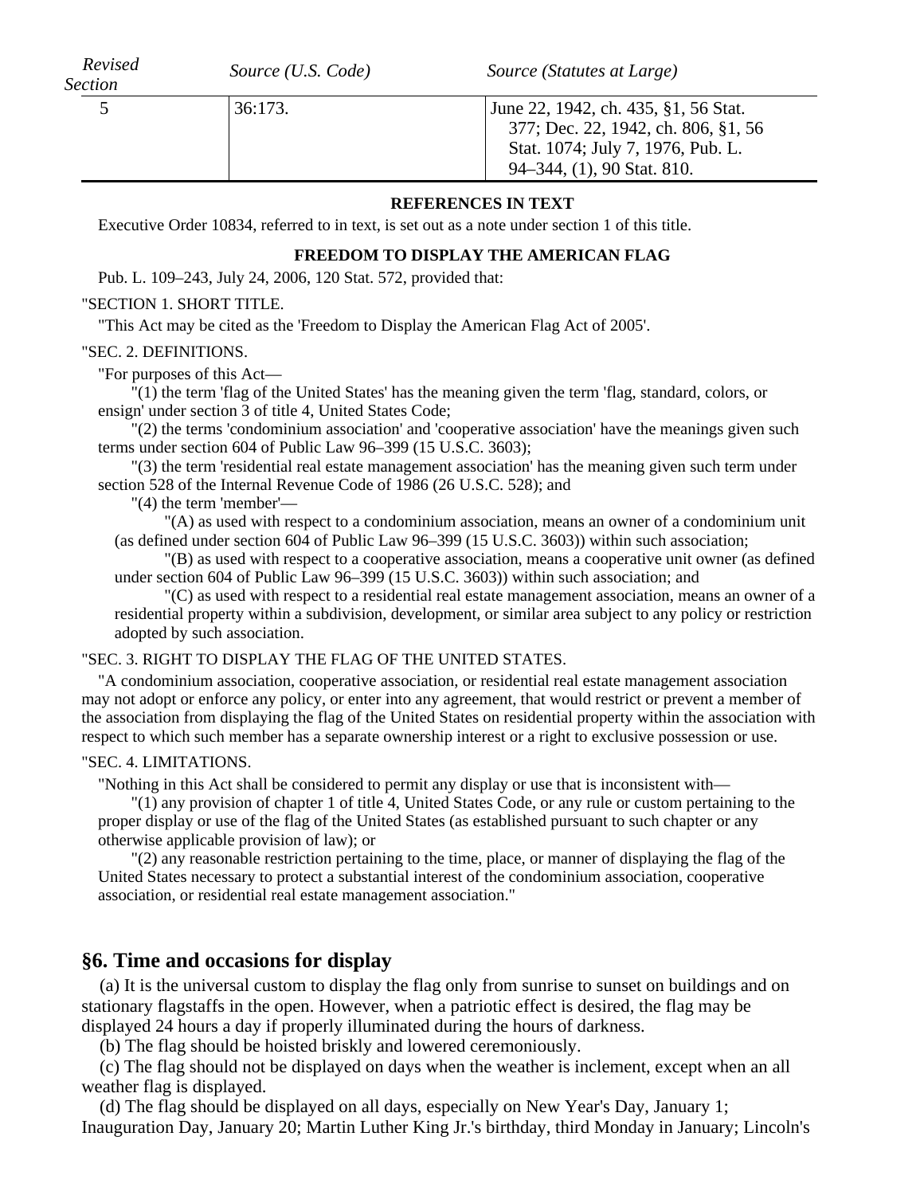| *Revised Section* | *Source (U.S. Code)* | *Source (Statutes at Large)* |
|---|---|---|
| 5 | 36:173. | June 22, 1942, ch. 435, §1, 56 Stat. 377; Dec. 22, 1942, ch. 806, §1, 56 Stat. 1074; July 7, 1976, Pub. L. 94–344, (1), 90 Stat. 810. |

**REFERENCES IN TEXT**

Executive Order 10834, referred to in text, is set out as a note under section 1 of this title.

**FREEDOM TO DISPLAY THE AMERICAN FLAG**

Pub. L. 109–243, July 24, 2006, 120 Stat. 572, provided that:

"SECTION 1. SHORT TITLE.

"This Act may be cited as the 'Freedom to Display the American Flag Act of 2005'.

"SEC. 2. DEFINITIONS.

"For purposes of this Act—

"(1) the term 'flag of the United States' has the meaning given the term 'flag, standard, colors, or ensign' under section 3 of title 4, United States Code;

"(2) the terms 'condominium association' and 'cooperative association' have the meanings given such terms under section 604 of Public Law 96–399 (15 U.S.C. 3603);

"(3) the term 'residential real estate management association' has the meaning given such term under section 528 of the Internal Revenue Code of 1986 (26 U.S.C. 528); and

"(4) the term 'member'—

"(A) as used with respect to a condominium association, means an owner of a condominium unit (as defined under section 604 of Public Law 96–399 (15 U.S.C. 3603)) within such association;

"(B) as used with respect to a cooperative association, means a cooperative unit owner (as defined under section 604 of Public Law 96–399 (15 U.S.C. 3603)) within such association; and

"(C) as used with respect to a residential real estate management association, means an owner of a residential property within a subdivision, development, or similar area subject to any policy or restriction adopted by such association.

"SEC. 3. RIGHT TO DISPLAY THE FLAG OF THE UNITED STATES.

"A condominium association, cooperative association, or residential real estate management association may not adopt or enforce any policy, or enter into any agreement, that would restrict or prevent a member of the association from displaying the flag of the United States on residential property within the association with respect to which such member has a separate ownership interest or a right to exclusive possession or use.

"SEC. 4. LIMITATIONS.

"Nothing in this Act shall be considered to permit any display or use that is inconsistent with—

"(1) any provision of chapter 1 of title 4, United States Code, or any rule or custom pertaining to the proper display or use of the flag of the United States (as established pursuant to such chapter or any otherwise applicable provision of law); or

"(2) any reasonable restriction pertaining to the time, place, or manner of displaying the flag of the United States necessary to protect a substantial interest of the condominium association, cooperative association, or residential real estate management association."

## §6. Time and occasions for display

(a) It is the universal custom to display the flag only from sunrise to sunset on buildings and on stationary flagstaffs in the open. However, when a patriotic effect is desired, the flag may be displayed 24 hours a day if properly illuminated during the hours of darkness.

(b) The flag should be hoisted briskly and lowered ceremoniously.

(c) The flag should not be displayed on days when the weather is inclement, except when an all weather flag is displayed.

(d) The flag should be displayed on all days, especially on New Year's Day, January 1; Inauguration Day, January 20; Martin Luther King Jr.'s birthday, third Monday in January; Lincoln's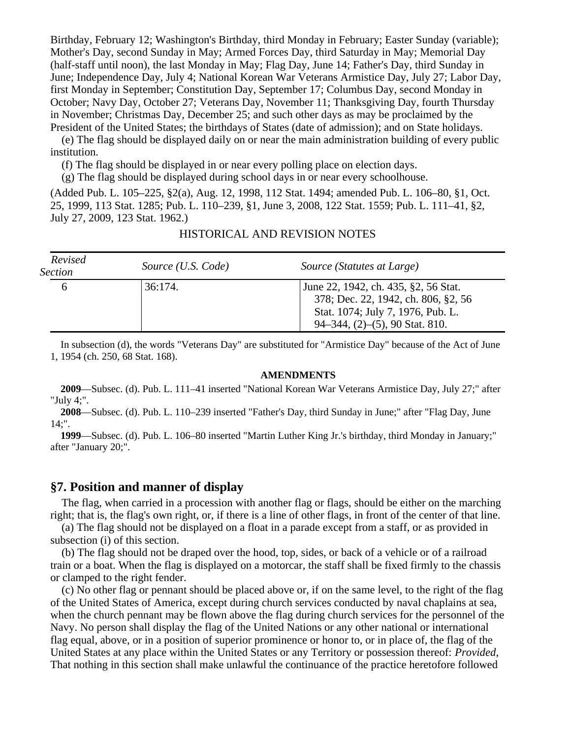Birthday, February 12; Washington's Birthday, third Monday in February; Easter Sunday (variable); Mother's Day, second Sunday in May; Armed Forces Day, third Saturday in May; Memorial Day (half-staff until noon), the last Monday in May; Flag Day, June 14; Father's Day, third Sunday in June; Independence Day, July 4; National Korean War Veterans Armistice Day, July 27; Labor Day, first Monday in September; Constitution Day, September 17; Columbus Day, second Monday in October; Navy Day, October 27; Veterans Day, November 11; Thanksgiving Day, fourth Thursday in November; Christmas Day, December 25; and such other days as may be proclaimed by the President of the United States; the birthdays of States (date of admission); and on State holidays.

(e) The flag should be displayed daily on or near the main administration building of every public institution.

(f) The flag should be displayed in or near every polling place on election days.

(g) The flag should be displayed during school days in or near every schoolhouse.

(Added Pub. L. 105–225, §2(a), Aug. 12, 1998, 112 Stat. 1494; amended Pub. L. 106–80, §1, Oct. 25, 1999, 113 Stat. 1285; Pub. L. 110–239, §1, June 3, 2008, 122 Stat. 1559; Pub. L. 111–41, §2, July 27, 2009, 123 Stat. 1962.)

HISTORICAL AND REVISION NOTES

| *Revised Section* | *Source (U.S. Code)* | *Source (Statutes at Large)* |
|---|---|---|
| 6 | 36:174. | June 22, 1942, ch. 435, §2, 56 Stat. 378; Dec. 22, 1942, ch. 806, §2, 56 Stat. 1074; July 7, 1976, Pub. L. 94–344, (2)–(5), 90 Stat. 810. |

In subsection (d), the words "Veterans Day" are substituted for "Armistice Day" because of the Act of June 1, 1954 (ch. 250, 68 Stat. 168).

**AMENDMENTS**

**2009**—Subsec. (d). Pub. L. 111–41 inserted "National Korean War Veterans Armistice Day, July 27;" after "July 4;".

**2008**—Subsec. (d). Pub. L. 110–239 inserted "Father's Day, third Sunday in June;" after "Flag Day, June 14;".

**1999**—Subsec. (d). Pub. L. 106–80 inserted "Martin Luther King Jr.'s birthday, third Monday in January;" after "January 20;".

## §7. Position and manner of display

The flag, when carried in a procession with another flag or flags, should be either on the marching right; that is, the flag's own right, or, if there is a line of other flags, in front of the center of that line.

(a) The flag should not be displayed on a float in a parade except from a staff, or as provided in subsection (i) of this section.

(b) The flag should not be draped over the hood, top, sides, or back of a vehicle or of a railroad train or a boat. When the flag is displayed on a motorcar, the staff shall be fixed firmly to the chassis or clamped to the right fender.

(c) No other flag or pennant should be placed above or, if on the same level, to the right of the flag of the United States of America, except during church services conducted by naval chaplains at sea, when the church pennant may be flown above the flag during church services for the personnel of the Navy. No person shall display the flag of the United Nations or any other national or international flag equal, above, or in a position of superior prominence or honor to, or in place of, the flag of the United States at any place within the United States or any Territory or possession thereof: *Provided*, That nothing in this section shall make unlawful the continuance of the practice heretofore followed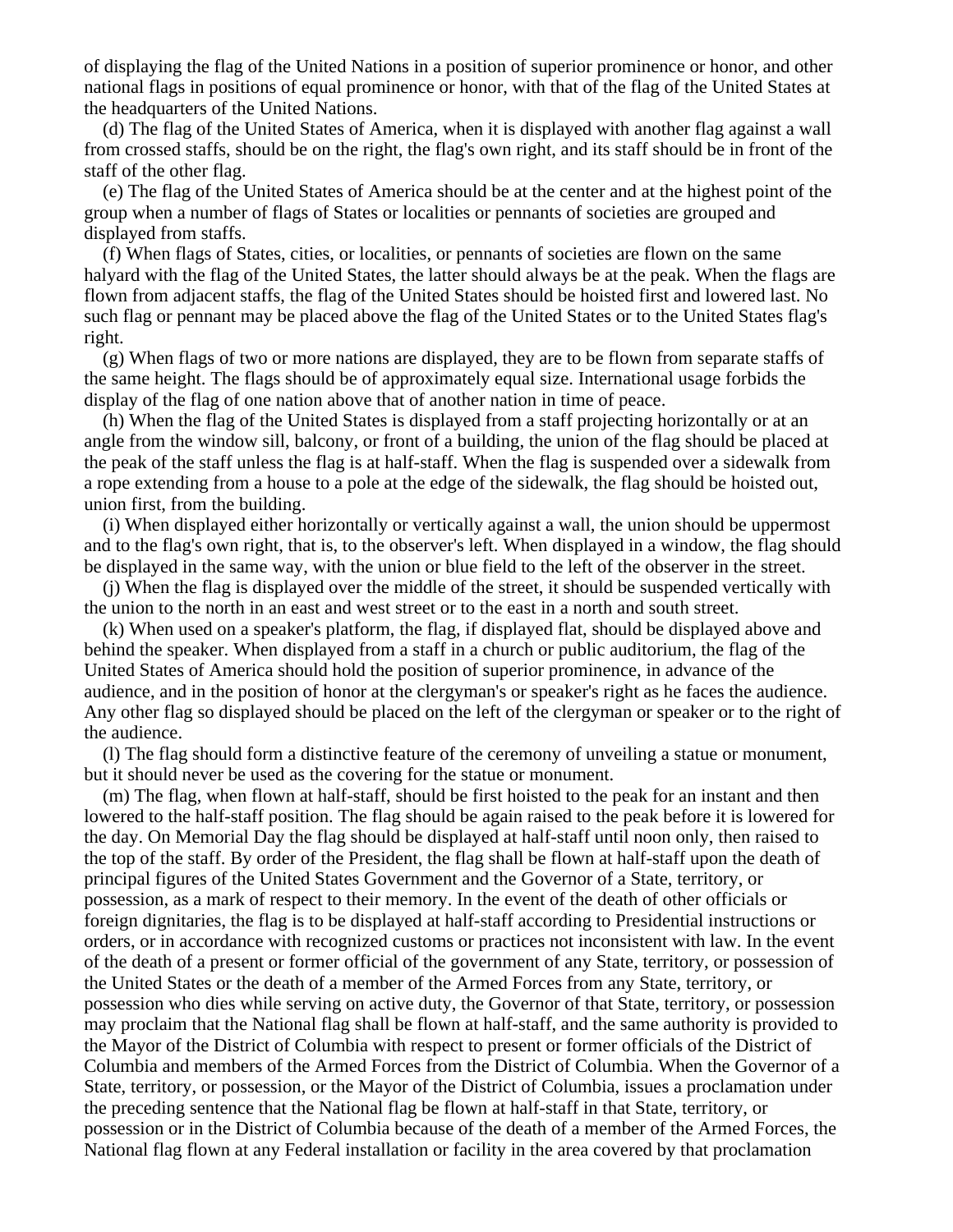of displaying the flag of the United Nations in a position of superior prominence or honor, and other national flags in positions of equal prominence or honor, with that of the flag of the United States at the headquarters of the United Nations.

(d) The flag of the United States of America, when it is displayed with another flag against a wall from crossed staffs, should be on the right, the flag's own right, and its staff should be in front of the staff of the other flag.

(e) The flag of the United States of America should be at the center and at the highest point of the group when a number of flags of States or localities or pennants of societies are grouped and displayed from staffs.

(f) When flags of States, cities, or localities, or pennants of societies are flown on the same halyard with the flag of the United States, the latter should always be at the peak. When the flags are flown from adjacent staffs, the flag of the United States should be hoisted first and lowered last. No such flag or pennant may be placed above the flag of the United States or to the United States flag's right.

(g) When flags of two or more nations are displayed, they are to be flown from separate staffs of the same height. The flags should be of approximately equal size. International usage forbids the display of the flag of one nation above that of another nation in time of peace.

(h) When the flag of the United States is displayed from a staff projecting horizontally or at an angle from the window sill, balcony, or front of a building, the union of the flag should be placed at the peak of the staff unless the flag is at half-staff. When the flag is suspended over a sidewalk from a rope extending from a house to a pole at the edge of the sidewalk, the flag should be hoisted out, union first, from the building.

(i) When displayed either horizontally or vertically against a wall, the union should be uppermost and to the flag's own right, that is, to the observer's left. When displayed in a window, the flag should be displayed in the same way, with the union or blue field to the left of the observer in the street.

(j) When the flag is displayed over the middle of the street, it should be suspended vertically with the union to the north in an east and west street or to the east in a north and south street.

(k) When used on a speaker's platform, the flag, if displayed flat, should be displayed above and behind the speaker. When displayed from a staff in a church or public auditorium, the flag of the United States of America should hold the position of superior prominence, in advance of the audience, and in the position of honor at the clergyman's or speaker's right as he faces the audience. Any other flag so displayed should be placed on the left of the clergyman or speaker or to the right of the audience.

(l) The flag should form a distinctive feature of the ceremony of unveiling a statue or monument, but it should never be used as the covering for the statue or monument.

(m) The flag, when flown at half-staff, should be first hoisted to the peak for an instant and then lowered to the half-staff position. The flag should be again raised to the peak before it is lowered for the day. On Memorial Day the flag should be displayed at half-staff until noon only, then raised to the top of the staff. By order of the President, the flag shall be flown at half-staff upon the death of principal figures of the United States Government and the Governor of a State, territory, or possession, as a mark of respect to their memory. In the event of the death of other officials or foreign dignitaries, the flag is to be displayed at half-staff according to Presidential instructions or orders, or in accordance with recognized customs or practices not inconsistent with law. In the event of the death of a present or former official of the government of any State, territory, or possession of the United States or the death of a member of the Armed Forces from any State, territory, or possession who dies while serving on active duty, the Governor of that State, territory, or possession may proclaim that the National flag shall be flown at half-staff, and the same authority is provided to the Mayor of the District of Columbia with respect to present or former officials of the District of Columbia and members of the Armed Forces from the District of Columbia. When the Governor of a State, territory, or possession, or the Mayor of the District of Columbia, issues a proclamation under the preceding sentence that the National flag be flown at half-staff in that State, territory, or possession or in the District of Columbia because of the death of a member of the Armed Forces, the National flag flown at any Federal installation or facility in the area covered by that proclamation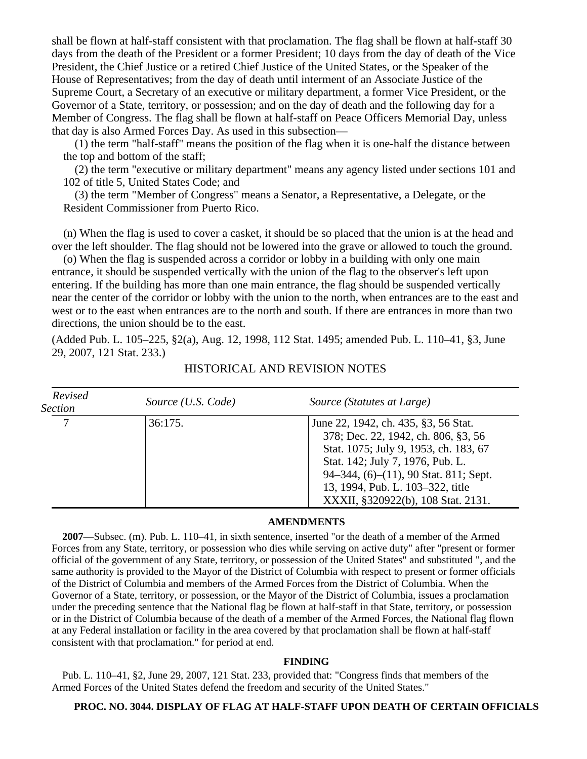shall be flown at half-staff consistent with that proclamation. The flag shall be flown at half-staff 30 days from the death of the President or a former President; 10 days from the day of death of the Vice President, the Chief Justice or a retired Chief Justice of the United States, or the Speaker of the House of Representatives; from the day of death until interment of an Associate Justice of the Supreme Court, a Secretary of an executive or military department, a former Vice President, or the Governor of a State, territory, or possession; and on the day of death and the following day for a Member of Congress. The flag shall be flown at half-staff on Peace Officers Memorial Day, unless that day is also Armed Forces Day. As used in this subsection—

(1) the term "half-staff" means the position of the flag when it is one-half the distance between the top and bottom of the staff;

(2) the term "executive or military department" means any agency listed under sections 101 and 102 of title 5, United States Code; and

(3) the term "Member of Congress" means a Senator, a Representative, a Delegate, or the Resident Commissioner from Puerto Rico.

(n) When the flag is used to cover a casket, it should be so placed that the union is at the head and over the left shoulder. The flag should not be lowered into the grave or allowed to touch the ground.

(o) When the flag is suspended across a corridor or lobby in a building with only one main entrance, it should be suspended vertically with the union of the flag to the observer's left upon entering. If the building has more than one main entrance, the flag should be suspended vertically near the center of the corridor or lobby with the union to the north, when entrances are to the east and west or to the east when entrances are to the north and south. If there are entrances in more than two directions, the union should be to the east.

(Added Pub. L. 105–225, §2(a), Aug. 12, 1998, 112 Stat. 1495; amended Pub. L. 110–41, §3, June 29, 2007, 121 Stat. 233.)

## HISTORICAL AND REVISION NOTES

| *Revised Section* | *Source (U.S. Code)* | *Source (Statutes at Large)* |
|---|---|---|
| 7 | 36:175. | June 22, 1942, ch. 435, §3, 56 Stat. 378; Dec. 22, 1942, ch. 806, §3, 56 Stat. 1075; July 9, 1953, ch. 183, 67 Stat. 142; July 7, 1976, Pub. L. 94–344, (6)–(11), 90 Stat. 811; Sept. 13, 1994, Pub. L. 103–322, title XXXII, §320922(b), 108 Stat. 2131. |

### AMENDMENTS

**2007**—Subsec. (m). Pub. L. 110–41, in sixth sentence, inserted "or the death of a member of the Armed Forces from any State, territory, or possession who dies while serving on active duty" after "present or former official of the government of any State, territory, or possession of the United States" and substituted ", and the same authority is provided to the Mayor of the District of Columbia with respect to present or former officials of the District of Columbia and members of the Armed Forces from the District of Columbia. When the Governor of a State, territory, or possession, or the Mayor of the District of Columbia, issues a proclamation under the preceding sentence that the National flag be flown at half-staff in that State, territory, or possession or in the District of Columbia because of the death of a member of the Armed Forces, the National flag flown at any Federal installation or facility in the area covered by that proclamation shall be flown at half-staff consistent with that proclamation." for period at end.

### FINDING

Pub. L. 110–41, §2, June 29, 2007, 121 Stat. 233, provided that: "Congress finds that members of the Armed Forces of the United States defend the freedom and security of the United States."

### PROC. NO. 3044. DISPLAY OF FLAG AT HALF-STAFF UPON DEATH OF CERTAIN OFFICIALS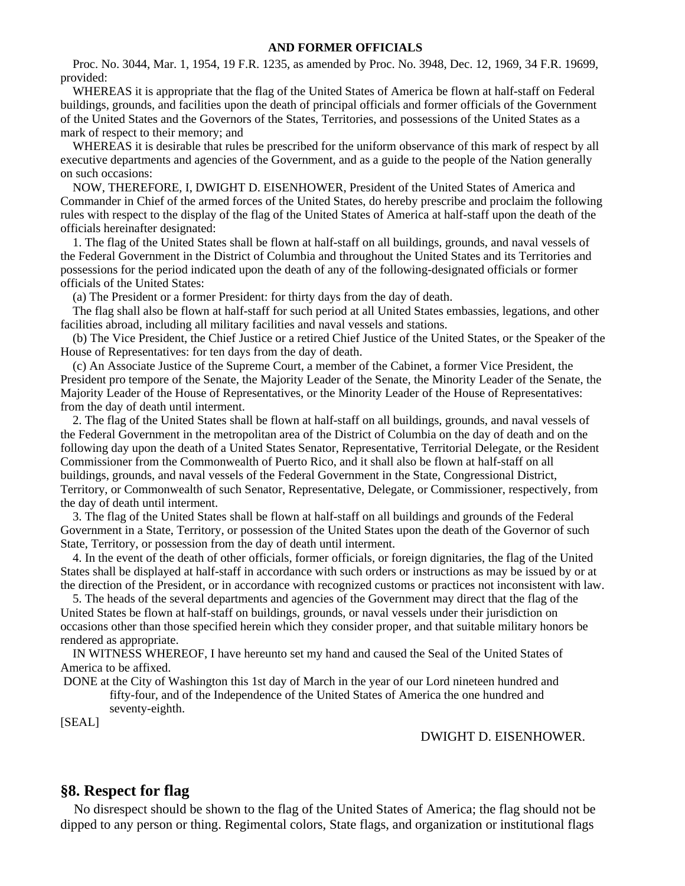**AND FORMER OFFICIALS**

Proc. No. 3044, Mar. 1, 1954, 19 F.R. 1235, as amended by Proc. No. 3948, Dec. 12, 1969, 34 F.R. 19699, provided:

WHEREAS it is appropriate that the flag of the United States of America be flown at half-staff on Federal buildings, grounds, and facilities upon the death of principal officials and former officials of the Government of the United States and the Governors of the States, Territories, and possessions of the United States as a mark of respect to their memory; and

WHEREAS it is desirable that rules be prescribed for the uniform observance of this mark of respect by all executive departments and agencies of the Government, and as a guide to the people of the Nation generally on such occasions:

NOW, THEREFORE, I, DWIGHT D. EISENHOWER, President of the United States of America and Commander in Chief of the armed forces of the United States, do hereby prescribe and proclaim the following rules with respect to the display of the flag of the United States of America at half-staff upon the death of the officials hereinafter designated:

1. The flag of the United States shall be flown at half-staff on all buildings, grounds, and naval vessels of the Federal Government in the District of Columbia and throughout the United States and its Territories and possessions for the period indicated upon the death of any of the following-designated officials or former officials of the United States:

(a) The President or a former President: for thirty days from the day of death.

The flag shall also be flown at half-staff for such period at all United States embassies, legations, and other facilities abroad, including all military facilities and naval vessels and stations.

(b) The Vice President, the Chief Justice or a retired Chief Justice of the United States, or the Speaker of the House of Representatives: for ten days from the day of death.

(c) An Associate Justice of the Supreme Court, a member of the Cabinet, a former Vice President, the President pro tempore of the Senate, the Majority Leader of the Senate, the Minority Leader of the Senate, the Majority Leader of the House of Representatives, or the Minority Leader of the House of Representatives: from the day of death until interment.

2. The flag of the United States shall be flown at half-staff on all buildings, grounds, and naval vessels of the Federal Government in the metropolitan area of the District of Columbia on the day of death and on the following day upon the death of a United States Senator, Representative, Territorial Delegate, or the Resident Commissioner from the Commonwealth of Puerto Rico, and it shall also be flown at half-staff on all buildings, grounds, and naval vessels of the Federal Government in the State, Congressional District, Territory, or Commonwealth of such Senator, Representative, Delegate, or Commissioner, respectively, from the day of death until interment.

3. The flag of the United States shall be flown at half-staff on all buildings and grounds of the Federal Government in a State, Territory, or possession of the United States upon the death of the Governor of such State, Territory, or possession from the day of death until interment.

4. In the event of the death of other officials, former officials, or foreign dignitaries, the flag of the United States shall be displayed at half-staff in accordance with such orders or instructions as may be issued by or at the direction of the President, or in accordance with recognized customs or practices not inconsistent with law.

5. The heads of the several departments and agencies of the Government may direct that the flag of the United States be flown at half-staff on buildings, grounds, or naval vessels under their jurisdiction on occasions other than those specified herein which they consider proper, and that suitable military honors be rendered as appropriate.

IN WITNESS WHEREOF, I have hereunto set my hand and caused the Seal of the United States of America to be affixed.

DONE at the City of Washington this 1st day of March in the year of our Lord nineteen hundred and fifty-four, and of the Independence of the United States of America the one hundred and seventy-eighth.

[SEAL]

DWIGHT D. EISENHOWER.

## §8. Respect for flag

No disrespect should be shown to the flag of the United States of America; the flag should not be dipped to any person or thing. Regimental colors, State flags, and organization or institutional flags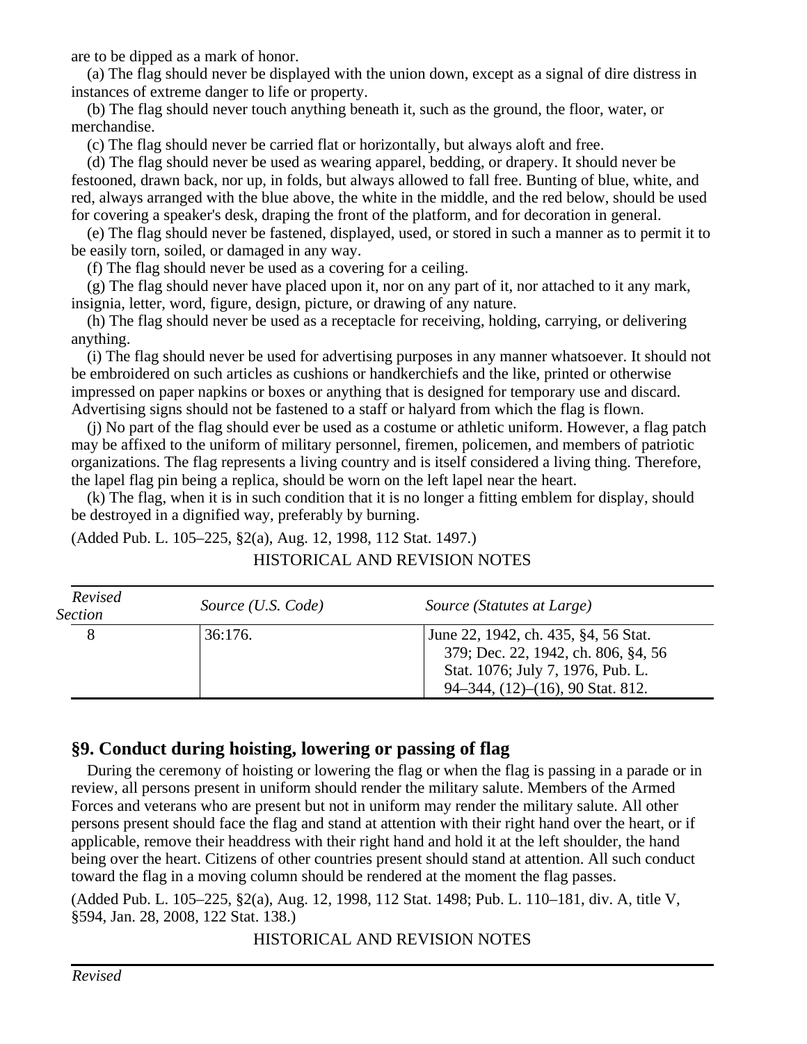are to be dipped as a mark of honor.

(a) The flag should never be displayed with the union down, except as a signal of dire distress in instances of extreme danger to life or property.

(b) The flag should never touch anything beneath it, such as the ground, the floor, water, or merchandise.

(c) The flag should never be carried flat or horizontally, but always aloft and free.

(d) The flag should never be used as wearing apparel, bedding, or drapery. It should never be festooned, drawn back, nor up, in folds, but always allowed to fall free. Bunting of blue, white, and red, always arranged with the blue above, the white in the middle, and the red below, should be used for covering a speaker's desk, draping the front of the platform, and for decoration in general.

(e) The flag should never be fastened, displayed, used, or stored in such a manner as to permit it to be easily torn, soiled, or damaged in any way.

(f) The flag should never be used as a covering for a ceiling.

(g) The flag should never have placed upon it, nor on any part of it, nor attached to it any mark, insignia, letter, word, figure, design, picture, or drawing of any nature.

(h) The flag should never be used as a receptacle for receiving, holding, carrying, or delivering anything.

(i) The flag should never be used for advertising purposes in any manner whatsoever. It should not be embroidered on such articles as cushions or handkerchiefs and the like, printed or otherwise impressed on paper napkins or boxes or anything that is designed for temporary use and discard. Advertising signs should not be fastened to a staff or halyard from which the flag is flown.

(j) No part of the flag should ever be used as a costume or athletic uniform. However, a flag patch may be affixed to the uniform of military personnel, firemen, policemen, and members of patriotic organizations. The flag represents a living country and is itself considered a living thing. Therefore, the lapel flag pin being a replica, should be worn on the left lapel near the heart.

(k) The flag, when it is in such condition that it is no longer a fitting emblem for display, should be destroyed in a dignified way, preferably by burning.

(Added Pub. L. 105–225, §2(a), Aug. 12, 1998, 112 Stat. 1497.)

HISTORICAL AND REVISION NOTES

| *Revised Section* | *Source (U.S. Code)* | *Source (Statutes at Large)* |
| --- | --- | --- |
| 8 | 36:176. | June 22, 1942, ch. 435, §4, 56 Stat. 379; Dec. 22, 1942, ch. 806, §4, 56 Stat. 1076; July 7, 1976, Pub. L. 94–344, (12)–(16), 90 Stat. 812. |

## §9. Conduct during hoisting, lowering or passing of flag

During the ceremony of hoisting or lowering the flag or when the flag is passing in a parade or in review, all persons present in uniform should render the military salute. Members of the Armed Forces and veterans who are present but not in uniform may render the military salute. All other persons present should face the flag and stand at attention with their right hand over the heart, or if applicable, remove their headdress with their right hand and hold it at the left shoulder, the hand being over the heart. Citizens of other countries present should stand at attention. All such conduct toward the flag in a moving column should be rendered at the moment the flag passes.

(Added Pub. L. 105–225, §2(a), Aug. 12, 1998, 112 Stat. 1498; Pub. L. 110–181, div. A, title V, §594, Jan. 28, 2008, 122 Stat. 138.)

HISTORICAL AND REVISION NOTES

*Revised*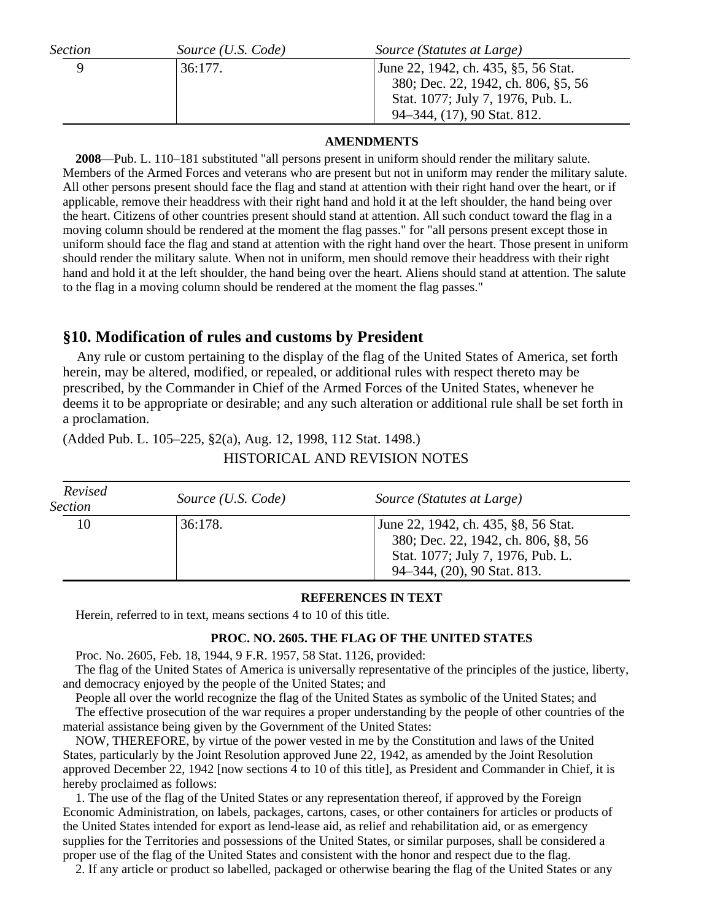| Section | Source (U.S. Code) | Source (Statutes at Large) |
|---|---|---|
| 9 | 36:177. | June 22, 1942, ch. 435, §5, 56 Stat. 380; Dec. 22, 1942, ch. 806, §5, 56 Stat. 1077; July 7, 1976, Pub. L. 94–344, (17), 90 Stat. 812. |

**AMENDMENTS**

**2008**—Pub. L. 110–181 substituted "all persons present in uniform should render the military salute. Members of the Armed Forces and veterans who are present but not in uniform may render the military salute. All other persons present should face the flag and stand at attention with their right hand over the heart, or if applicable, remove their headdress with their right hand and hold it at the left shoulder, the hand being over the heart. Citizens of other countries present should stand at attention. All such conduct toward the flag in a moving column should be rendered at the moment the flag passes." for "all persons present except those in uniform should face the flag and stand at attention with the right hand over the heart. Those present in uniform should render the military salute. When not in uniform, men should remove their headdress with their right hand and hold it at the left shoulder, the hand being over the heart. Aliens should stand at attention. The salute to the flag in a moving column should be rendered at the moment the flag passes."

## §10. Modification of rules and customs by President

Any rule or custom pertaining to the display of the flag of the United States of America, set forth herein, may be altered, modified, or repealed, or additional rules with respect thereto may be prescribed, by the Commander in Chief of the Armed Forces of the United States, whenever he deems it to be appropriate or desirable; and any such alteration or additional rule shall be set forth in a proclamation.

(Added Pub. L. 105–225, §2(a), Aug. 12, 1998, 112 Stat. 1498.)

HISTORICAL AND REVISION NOTES

| Revised Section | Source (U.S. Code) | Source (Statutes at Large) |
|---|---|---|
| 10 | 36:178. | June 22, 1942, ch. 435, §8, 56 Stat. 380; Dec. 22, 1942, ch. 806, §8, 56 Stat. 1077; July 7, 1976, Pub. L. 94–344, (20), 90 Stat. 813. |

**REFERENCES IN TEXT**

Herein, referred to in text, means sections 4 to 10 of this title.

**PROC. NO. 2605. THE FLAG OF THE UNITED STATES**

Proc. No. 2605, Feb. 18, 1944, 9 F.R. 1957, 58 Stat. 1126, provided:

The flag of the United States of America is universally representative of the principles of the justice, liberty, and democracy enjoyed by the people of the United States; and

People all over the world recognize the flag of the United States as symbolic of the United States; and

The effective prosecution of the war requires a proper understanding by the people of other countries of the material assistance being given by the Government of the United States:

NOW, THEREFORE, by virtue of the power vested in me by the Constitution and laws of the United States, particularly by the Joint Resolution approved June 22, 1942, as amended by the Joint Resolution approved December 22, 1942 [now sections 4 to 10 of this title], as President and Commander in Chief, it is hereby proclaimed as follows:

1. The use of the flag of the United States or any representation thereof, if approved by the Foreign Economic Administration, on labels, packages, cartons, cases, or other containers for articles or products of the United States intended for export as lend-lease aid, as relief and rehabilitation aid, or as emergency supplies for the Territories and possessions of the United States, or similar purposes, shall be considered a proper use of the flag of the United States and consistent with the honor and respect due to the flag.

2. If any article or product so labelled, packaged or otherwise bearing the flag of the United States or any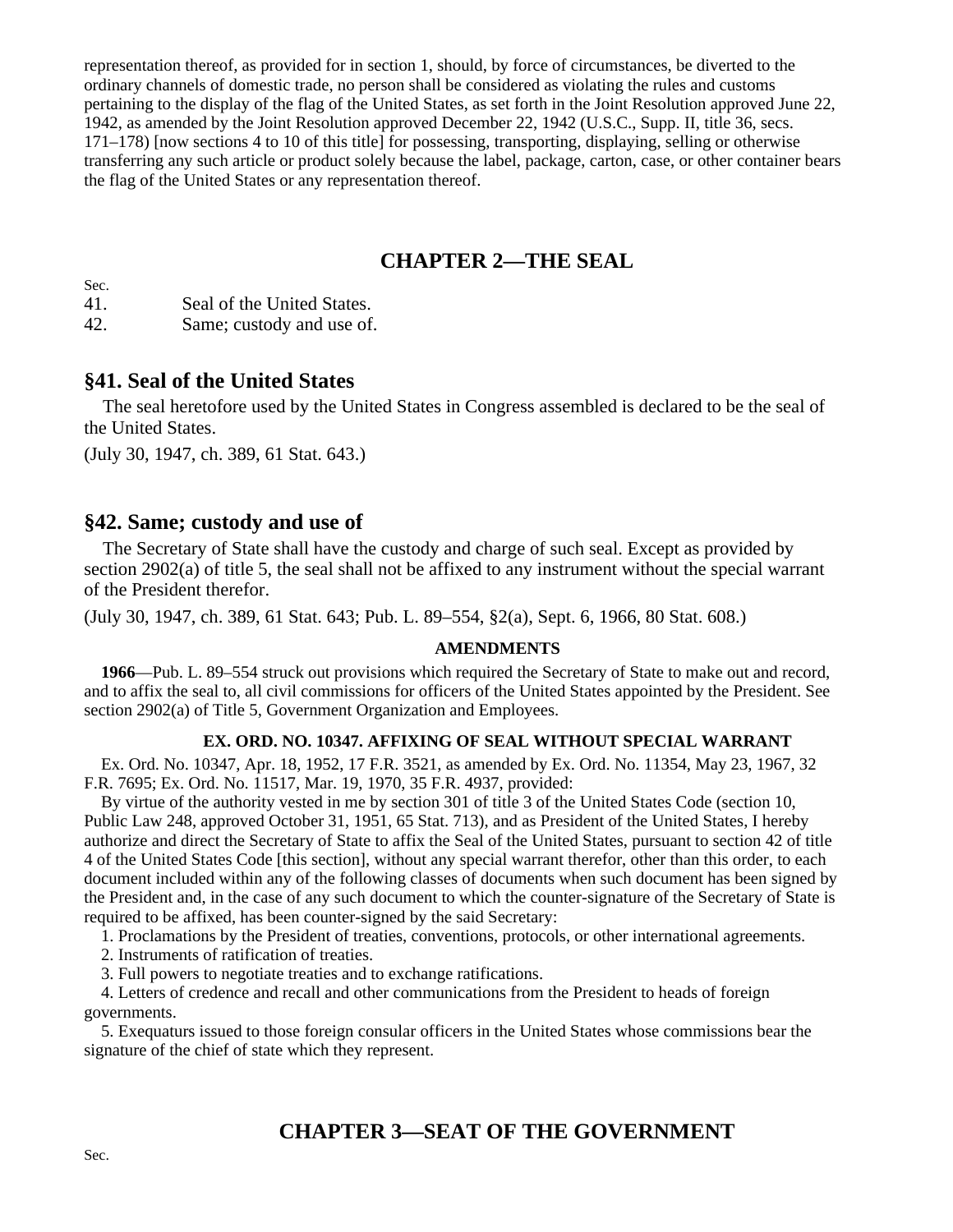representation thereof, as provided for in section 1, should, by force of circumstances, be diverted to the ordinary channels of domestic trade, no person shall be considered as violating the rules and customs pertaining to the display of the flag of the United States, as set forth in the Joint Resolution approved June 22, 1942, as amended by the Joint Resolution approved December 22, 1942 (U.S.C., Supp. II, title 36, secs. 171–178) [now sections 4 to 10 of this title] for possessing, transporting, displaying, selling or otherwise transferring any such article or product solely because the label, package, carton, case, or other container bears the flag of the United States or any representation thereof.

## CHAPTER 2—THE SEAL

Sec.
41. Seal of the United States.
42. Same; custody and use of.

### §41. Seal of the United States

The seal heretofore used by the United States in Congress assembled is declared to be the seal of the United States.

(July 30, 1947, ch. 389, 61 Stat. 643.)

### §42. Same; custody and use of

The Secretary of State shall have the custody and charge of such seal. Except as provided by section 2902(a) of title 5, the seal shall not be affixed to any instrument without the special warrant of the President therefor.

(July 30, 1947, ch. 389, 61 Stat. 643; Pub. L. 89–554, §2(a), Sept. 6, 1966, 80 Stat. 608.)

#### AMENDMENTS

**1966**—Pub. L. 89–554 struck out provisions which required the Secretary of State to make out and record, and to affix the seal to, all civil commissions for officers of the United States appointed by the President. See section 2902(a) of Title 5, Government Organization and Employees.

#### EX. ORD. NO. 10347. AFFIXING OF SEAL WITHOUT SPECIAL WARRANT

Ex. Ord. No. 10347, Apr. 18, 1952, 17 F.R. 3521, as amended by Ex. Ord. No. 11354, May 23, 1967, 32 F.R. 7695; Ex. Ord. No. 11517, Mar. 19, 1970, 35 F.R. 4937, provided:

By virtue of the authority vested in me by section 301 of title 3 of the United States Code (section 10, Public Law 248, approved October 31, 1951, 65 Stat. 713), and as President of the United States, I hereby authorize and direct the Secretary of State to affix the Seal of the United States, pursuant to section 42 of title 4 of the United States Code [this section], without any special warrant therefor, other than this order, to each document included within any of the following classes of documents when such document has been signed by the President and, in the case of any such document to which the counter-signature of the Secretary of State is required to be affixed, has been counter-signed by the said Secretary:

1. Proclamations by the President of treaties, conventions, protocols, or other international agreements.
2. Instruments of ratification of treaties.
3. Full powers to negotiate treaties and to exchange ratifications.
4. Letters of credence and recall and other communications from the President to heads of foreign governments.
5. Exequaturs issued to those foreign consular officers in the United States whose commissions bear the signature of the chief of state which they represent.

## CHAPTER 3—SEAT OF THE GOVERNMENT

Sec.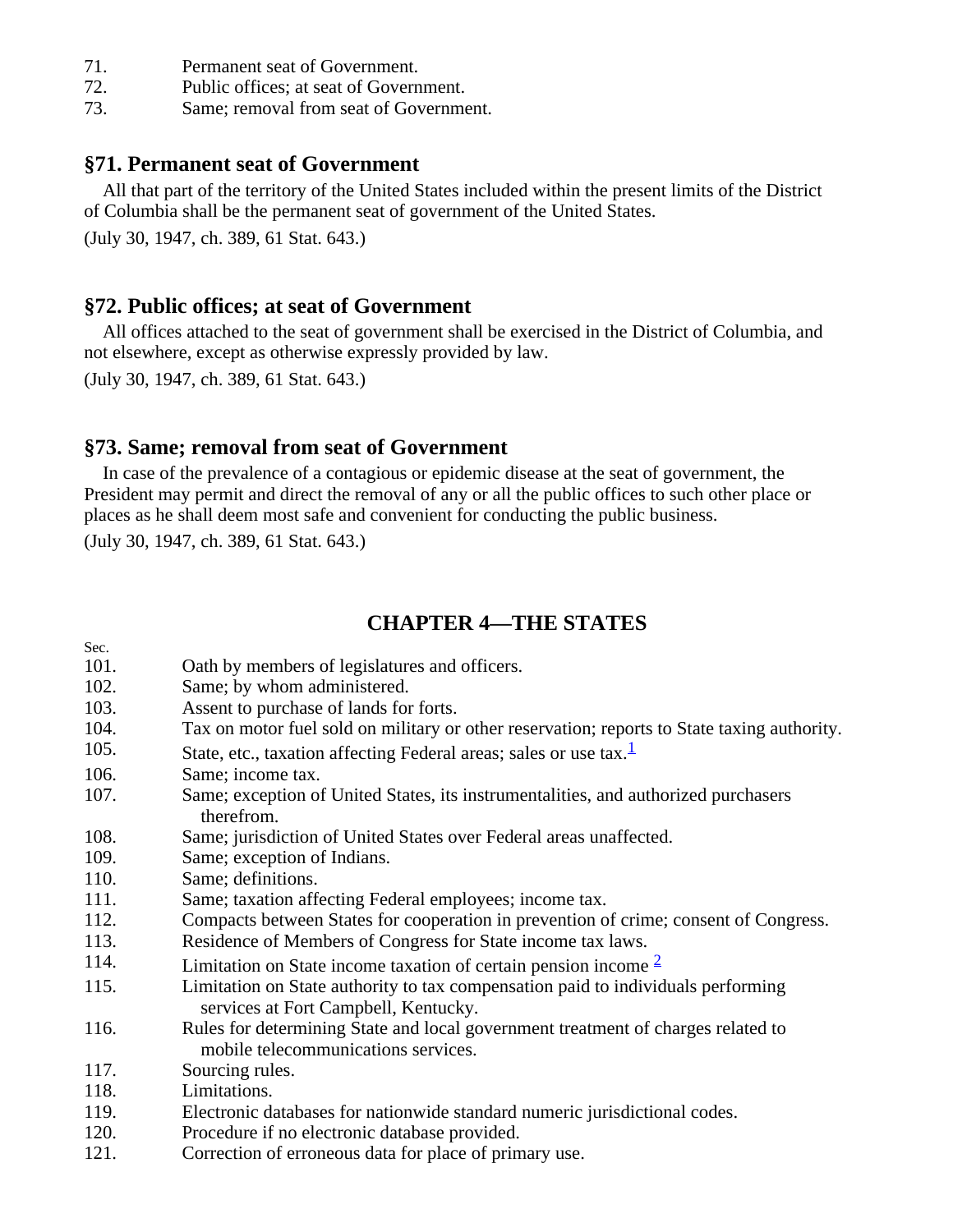71. Permanent seat of Government.
72. Public offices; at seat of Government.
73. Same; removal from seat of Government.

### §71. Permanent seat of Government

All that part of the territory of the United States included within the present limits of the District of Columbia shall be the permanent seat of government of the United States.

(July 30, 1947, ch. 389, 61 Stat. 643.)

### §72. Public offices; at seat of Government

All offices attached to the seat of government shall be exercised in the District of Columbia, and not elsewhere, except as otherwise expressly provided by law.

(July 30, 1947, ch. 389, 61 Stat. 643.)

### §73. Same; removal from seat of Government

In case of the prevalence of a contagious or epidemic disease at the seat of government, the President may permit and direct the removal of any or all the public offices to such other place or places as he shall deem most safe and convenient for conducting the public business.

(July 30, 1947, ch. 389, 61 Stat. 643.)

## CHAPTER 4—THE STATES

Sec.

101. Oath by members of legislatures and officers.
102. Same; by whom administered.
103. Assent to purchase of lands for forts.
104. Tax on motor fuel sold on military or other reservation; reports to State taxing authority.
105. State, etc., taxation affecting Federal areas; sales or use tax.[1]
106. Same; income tax.
107. Same; exception of United States, its instrumentalities, and authorized purchasers therefrom.
108. Same; jurisdiction of United States over Federal areas unaffected.
109. Same; exception of Indians.
110. Same; definitions.
111. Same; taxation affecting Federal employees; income tax.
112. Compacts between States for cooperation in prevention of crime; consent of Congress.
113. Residence of Members of Congress for State income tax laws.
114. Limitation on State income taxation of certain pension income [2]
115. Limitation on State authority to tax compensation paid to individuals performing services at Fort Campbell, Kentucky.
116. Rules for determining State and local government treatment of charges related to mobile telecommunications services.
117. Sourcing rules.
118. Limitations.
119. Electronic databases for nationwide standard numeric jurisdictional codes.
120. Procedure if no electronic database provided.
121. Correction of erroneous data for place of primary use.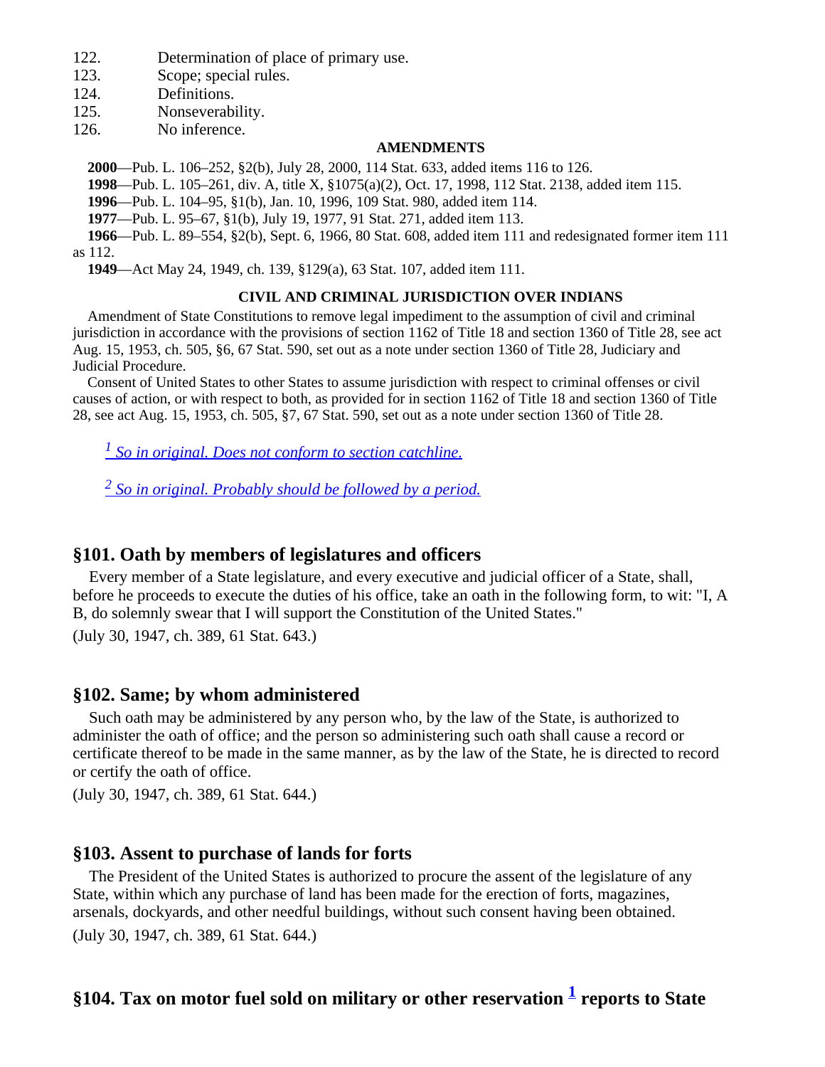122. Determination of place of primary use.
123. Scope; special rules.
124. Definitions.
125. Nonseverability.
126. No inference.

**AMENDMENTS**

**2000**—Pub. L. 106–252, §2(b), July 28, 2000, 114 Stat. 633, added items 116 to 126.

**1998**—Pub. L. 105–261, div. A, title X, §1075(a)(2), Oct. 17, 1998, 112 Stat. 2138, added item 115.

**1996**—Pub. L. 104–95, §1(b), Jan. 10, 1996, 109 Stat. 980, added item 114.

**1977**—Pub. L. 95–67, §1(b), July 19, 1977, 91 Stat. 271, added item 113.

**1966**—Pub. L. 89–554, §2(b), Sept. 6, 1966, 80 Stat. 608, added item 111 and redesignated former item 111 as 112.

**1949**—Act May 24, 1949, ch. 139, §129(a), 63 Stat. 107, added item 111.

**CIVIL AND CRIMINAL JURISDICTION OVER INDIANS**

Amendment of State Constitutions to remove legal impediment to the assumption of civil and criminal jurisdiction in accordance with the provisions of section 1162 of Title 18 and section 1360 of Title 28, see act Aug. 15, 1953, ch. 505, §6, 67 Stat. 590, set out as a note under section 1360 of Title 28, Judiciary and Judicial Procedure.

Consent of United States to other States to assume jurisdiction with respect to criminal offenses or civil causes of action, or with respect to both, as provided for in section 1162 of Title 18 and section 1360 of Title 28, see act Aug. 15, 1953, ch. 505, §7, 67 Stat. 590, set out as a note under section 1360 of Title 28.

[1] So in original. Does not conform to section catchline.

[2] So in original. Probably should be followed by a period.

## §101. Oath by members of legislatures and officers

Every member of a State legislature, and every executive and judicial officer of a State, shall, before he proceeds to execute the duties of his office, take an oath in the following form, to wit: "I, A B, do solemnly swear that I will support the Constitution of the United States."

(July 30, 1947, ch. 389, 61 Stat. 643.)

## §102. Same; by whom administered

Such oath may be administered by any person who, by the law of the State, is authorized to administer the oath of office; and the person so administering such oath shall cause a record or certificate thereof to be made in the same manner, as by the law of the State, he is directed to record or certify the oath of office.

(July 30, 1947, ch. 389, 61 Stat. 644.)

## §103. Assent to purchase of lands for forts

The President of the United States is authorized to procure the assent of the legislature of any State, within which any purchase of land has been made for the erection of forts, magazines, arsenals, dockyards, and other needful buildings, without such consent having been obtained.

(July 30, 1947, ch. 389, 61 Stat. 644.)

## §104. Tax on motor fuel sold on military or other reservation [1] reports to State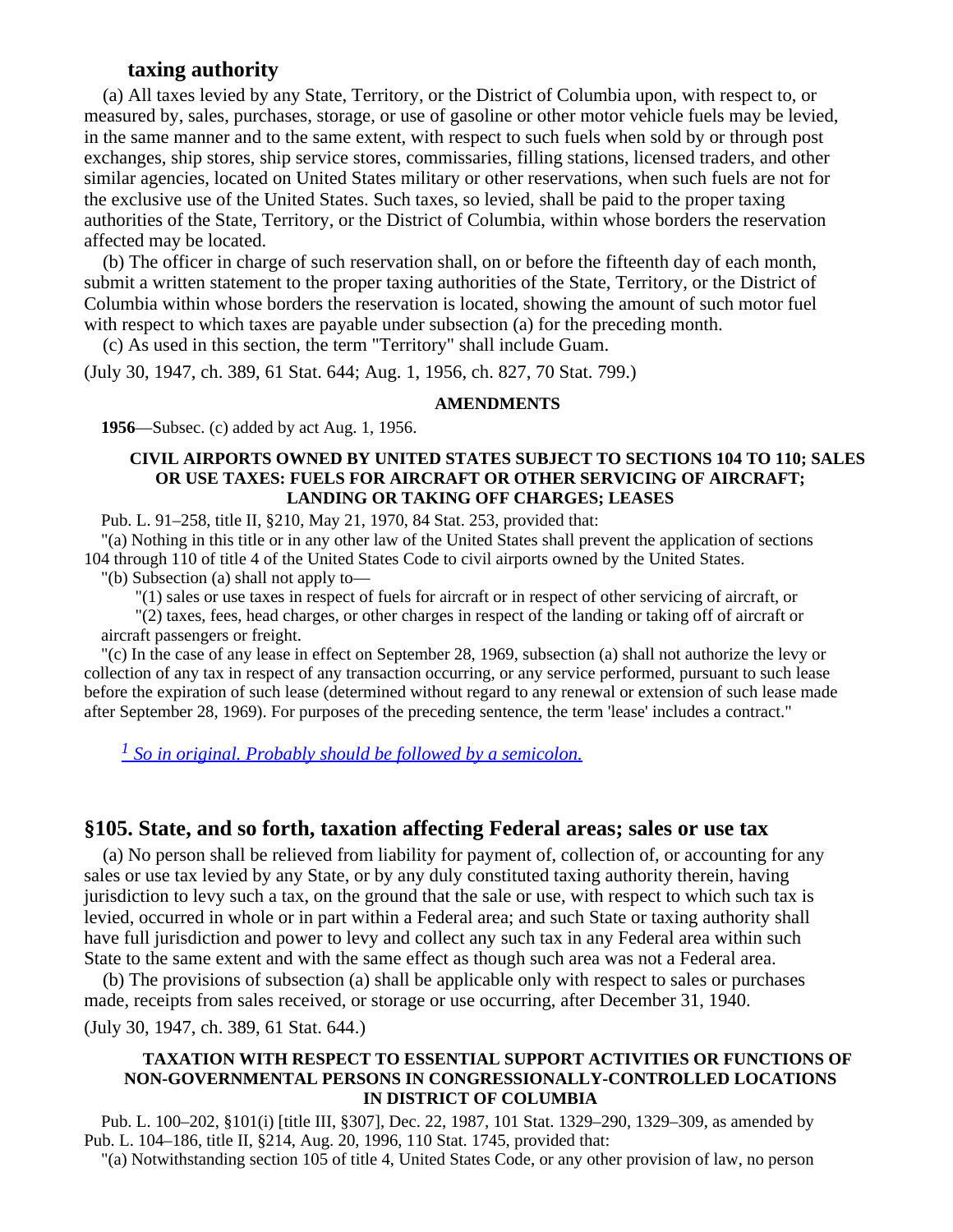### taxing authority

(a) All taxes levied by any State, Territory, or the District of Columbia upon, with respect to, or measured by, sales, purchases, storage, or use of gasoline or other motor vehicle fuels may be levied, in the same manner and to the same extent, with respect to such fuels when sold by or through post exchanges, ship stores, ship service stores, commissaries, filling stations, licensed traders, and other similar agencies, located on United States military or other reservations, when such fuels are not for the exclusive use of the United States. Such taxes, so levied, shall be paid to the proper taxing authorities of the State, Territory, or the District of Columbia, within whose borders the reservation affected may be located.

(b) The officer in charge of such reservation shall, on or before the fifteenth day of each month, submit a written statement to the proper taxing authorities of the State, Territory, or the District of Columbia within whose borders the reservation is located, showing the amount of such motor fuel with respect to which taxes are payable under subsection (a) for the preceding month.

(c) As used in this section, the term "Territory" shall include Guam.

(July 30, 1947, ch. 389, 61 Stat. 644; Aug. 1, 1956, ch. 827, 70 Stat. 799.)

**AMENDMENTS**

**1956**—Subsec. (c) added by act Aug. 1, 1956.

**CIVIL AIRPORTS OWNED BY UNITED STATES SUBJECT TO SECTIONS 104 TO 110; SALES OR USE TAXES: FUELS FOR AIRCRAFT OR OTHER SERVICING OF AIRCRAFT; LANDING OR TAKING OFF CHARGES; LEASES**

Pub. L. 91–258, title II, §210, May 21, 1970, 84 Stat. 253, provided that:

"(a) Nothing in this title or in any other law of the United States shall prevent the application of sections 104 through 110 of title 4 of the United States Code to civil airports owned by the United States.

"(b) Subsection (a) shall not apply to—

"(1) sales or use taxes in respect of fuels for aircraft or in respect of other servicing of aircraft, or

"(2) taxes, fees, head charges, or other charges in respect of the landing or taking off of aircraft or aircraft passengers or freight.

"(c) In the case of any lease in effect on September 28, 1969, subsection (a) shall not authorize the levy or collection of any tax in respect of any transaction occurring, or any service performed, pursuant to such lease before the expiration of such lease (determined without regard to any renewal or extension of such lease made after September 28, 1969). For purposes of the preceding sentence, the term 'lease' includes a contract."

*[1] So in original. Probably should be followed by a semicolon.*

## §105. State, and so forth, taxation affecting Federal areas; sales or use tax

(a) No person shall be relieved from liability for payment of, collection of, or accounting for any sales or use tax levied by any State, or by any duly constituted taxing authority therein, having jurisdiction to levy such a tax, on the ground that the sale or use, with respect to which such tax is levied, occurred in whole or in part within a Federal area; and such State or taxing authority shall have full jurisdiction and power to levy and collect any such tax in any Federal area within such State to the same extent and with the same effect as though such area was not a Federal area.

(b) The provisions of subsection (a) shall be applicable only with respect to sales or purchases made, receipts from sales received, or storage or use occurring, after December 31, 1940.

(July 30, 1947, ch. 389, 61 Stat. 644.)

**TAXATION WITH RESPECT TO ESSENTIAL SUPPORT ACTIVITIES OR FUNCTIONS OF NON-GOVERNMENTAL PERSONS IN CONGRESSIONALLY-CONTROLLED LOCATIONS IN DISTRICT OF COLUMBIA**

Pub. L. 100–202, §101(i) [title III, §307], Dec. 22, 1987, 101 Stat. 1329–290, 1329–309, as amended by Pub. L. 104–186, title II, §214, Aug. 20, 1996, 110 Stat. 1745, provided that:

"(a) Notwithstanding section 105 of title 4, United States Code, or any other provision of law, no person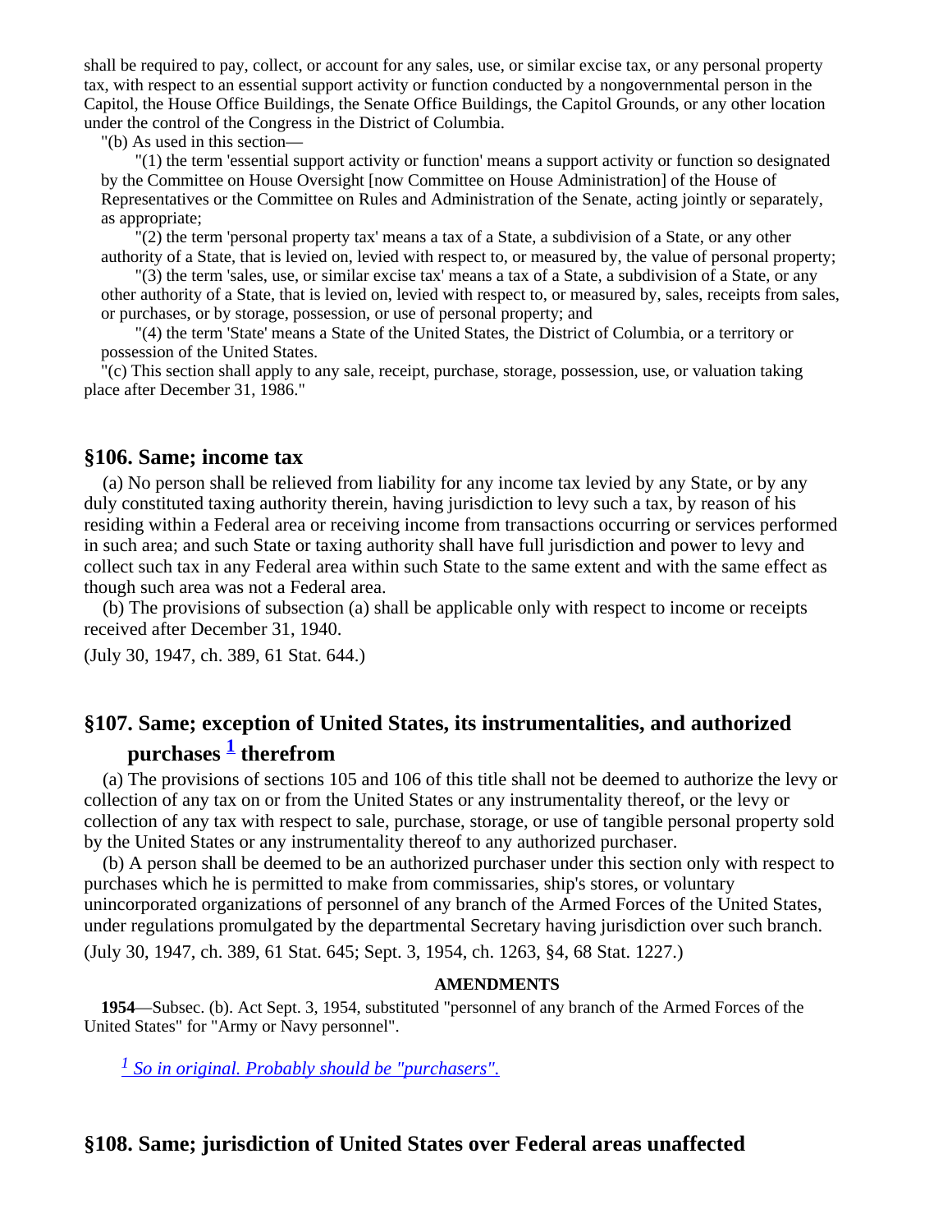shall be required to pay, collect, or account for any sales, use, or similar excise tax, or any personal property tax, with respect to an essential support activity or function conducted by a nongovernmental person in the Capitol, the House Office Buildings, the Senate Office Buildings, the Capitol Grounds, or any other location under the control of the Congress in the District of Columbia.

"(b) As used in this section—

"(1) the term 'essential support activity or function' means a support activity or function so designated by the Committee on House Oversight [now Committee on House Administration] of the House of Representatives or the Committee on Rules and Administration of the Senate, acting jointly or separately, as appropriate;

"(2) the term 'personal property tax' means a tax of a State, a subdivision of a State, or any other authority of a State, that is levied on, levied with respect to, or measured by, the value of personal property;

"(3) the term 'sales, use, or similar excise tax' means a tax of a State, a subdivision of a State, or any other authority of a State, that is levied on, levied with respect to, or measured by, sales, receipts from sales, or purchases, or by storage, possession, or use of personal property; and

"(4) the term 'State' means a State of the United States, the District of Columbia, or a territory or possession of the United States.

"(c) This section shall apply to any sale, receipt, purchase, storage, possession, use, or valuation taking place after December 31, 1986."

## §106. Same; income tax

(a) No person shall be relieved from liability for any income tax levied by any State, or by any duly constituted taxing authority therein, having jurisdiction to levy such a tax, by reason of his residing within a Federal area or receiving income from transactions occurring or services performed in such area; and such State or taxing authority shall have full jurisdiction and power to levy and collect such tax in any Federal area within such State to the same extent and with the same effect as though such area was not a Federal area.

(b) The provisions of subsection (a) shall be applicable only with respect to income or receipts received after December 31, 1940.

(July 30, 1947, ch. 389, 61 Stat. 644.)

## §107. Same; exception of United States, its instrumentalities, and authorized purchases [1] therefrom

(a) The provisions of sections 105 and 106 of this title shall not be deemed to authorize the levy or collection of any tax on or from the United States or any instrumentality thereof, or the levy or collection of any tax with respect to sale, purchase, storage, or use of tangible personal property sold by the United States or any instrumentality thereof to any authorized purchaser.

(b) A person shall be deemed to be an authorized purchaser under this section only with respect to purchases which he is permitted to make from commissaries, ship's stores, or voluntary unincorporated organizations of personnel of any branch of the Armed Forces of the United States, under regulations promulgated by the departmental Secretary having jurisdiction over such branch.

(July 30, 1947, ch. 389, 61 Stat. 645; Sept. 3, 1954, ch. 1263, §4, 68 Stat. 1227.)

**AMENDMENTS**

**1954**—Subsec. (b). Act Sept. 3, 1954, substituted "personnel of any branch of the Armed Forces of the United States" for "Army or Navy personnel".

[1] *So in original. Probably should be "purchasers".*

## §108. Same; jurisdiction of United States over Federal areas unaffected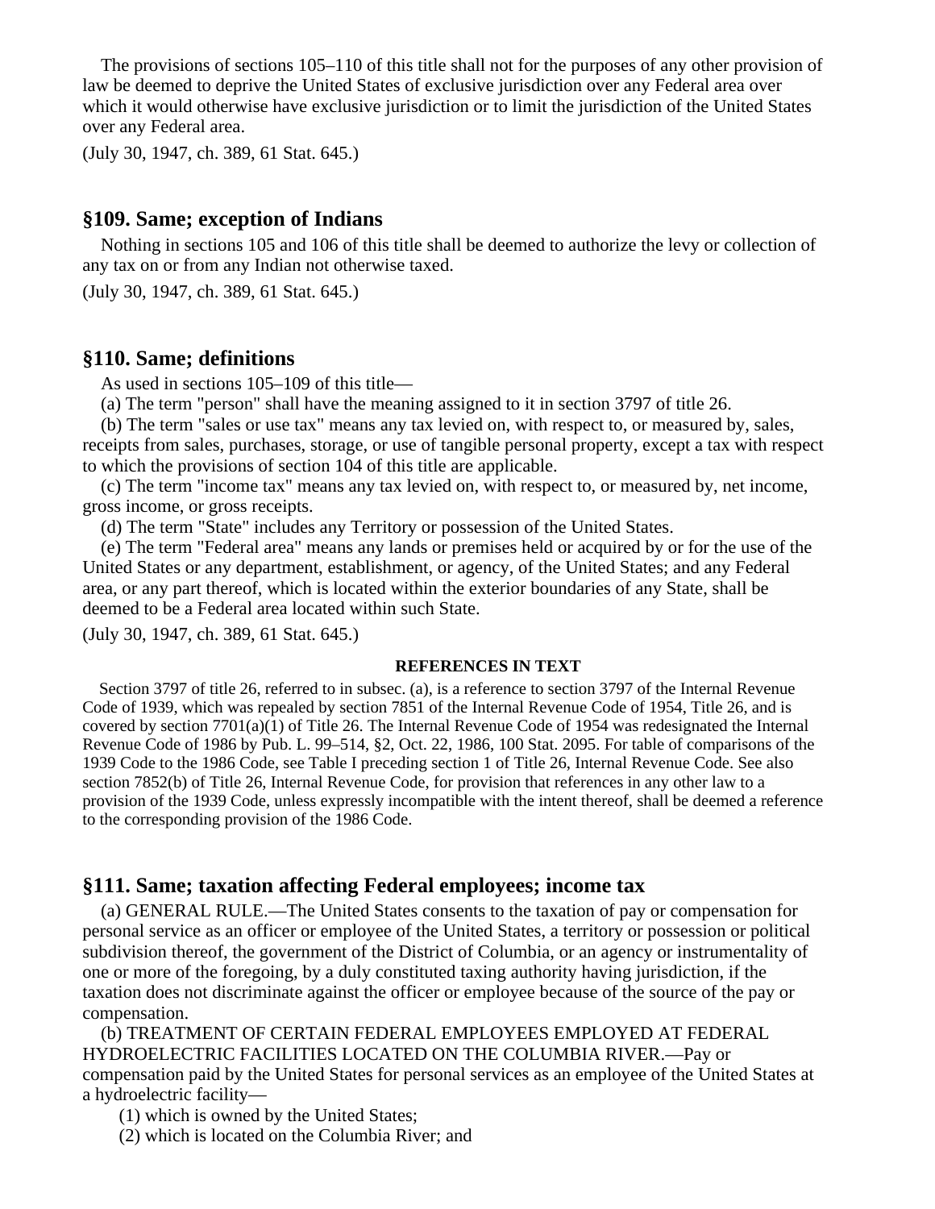The provisions of sections 105–110 of this title shall not for the purposes of any other provision of law be deemed to deprive the United States of exclusive jurisdiction over any Federal area over which it would otherwise have exclusive jurisdiction or to limit the jurisdiction of the United States over any Federal area.

(July 30, 1947, ch. 389, 61 Stat. 645.)

## §109. Same; exception of Indians

Nothing in sections 105 and 106 of this title shall be deemed to authorize the levy or collection of any tax on or from any Indian not otherwise taxed.

(July 30, 1947, ch. 389, 61 Stat. 645.)

## §110. Same; definitions

As used in sections 105–109 of this title—

(a) The term "person" shall have the meaning assigned to it in section 3797 of title 26.

(b) The term "sales or use tax" means any tax levied on, with respect to, or measured by, sales, receipts from sales, purchases, storage, or use of tangible personal property, except a tax with respect to which the provisions of section 104 of this title are applicable.

(c) The term "income tax" means any tax levied on, with respect to, or measured by, net income, gross income, or gross receipts.

(d) The term "State" includes any Territory or possession of the United States.

(e) The term "Federal area" means any lands or premises held or acquired by or for the use of the United States or any department, establishment, or agency, of the United States; and any Federal area, or any part thereof, which is located within the exterior boundaries of any State, shall be deemed to be a Federal area located within such State.

(July 30, 1947, ch. 389, 61 Stat. 645.)

#### REFERENCES IN TEXT

Section 3797 of title 26, referred to in subsec. (a), is a reference to section 3797 of the Internal Revenue Code of 1939, which was repealed by section 7851 of the Internal Revenue Code of 1954, Title 26, and is covered by section 7701(a)(1) of Title 26. The Internal Revenue Code of 1954 was redesignated the Internal Revenue Code of 1986 by Pub. L. 99–514, §2, Oct. 22, 1986, 100 Stat. 2095. For table of comparisons of the 1939 Code to the 1986 Code, see Table I preceding section 1 of Title 26, Internal Revenue Code. See also section 7852(b) of Title 26, Internal Revenue Code, for provision that references in any other law to a provision of the 1939 Code, unless expressly incompatible with the intent thereof, shall be deemed a reference to the corresponding provision of the 1986 Code.

## §111. Same; taxation affecting Federal employees; income tax

(a) GENERAL RULE.—The United States consents to the taxation of pay or compensation for personal service as an officer or employee of the United States, a territory or possession or political subdivision thereof, the government of the District of Columbia, or an agency or instrumentality of one or more of the foregoing, by a duly constituted taxing authority having jurisdiction, if the taxation does not discriminate against the officer or employee because of the source of the pay or compensation.

(b) TREATMENT OF CERTAIN FEDERAL EMPLOYEES EMPLOYED AT FEDERAL HYDROELECTRIC FACILITIES LOCATED ON THE COLUMBIA RIVER.—Pay or compensation paid by the United States for personal services as an employee of the United States at a hydroelectric facility—

(1) which is owned by the United States;

(2) which is located on the Columbia River; and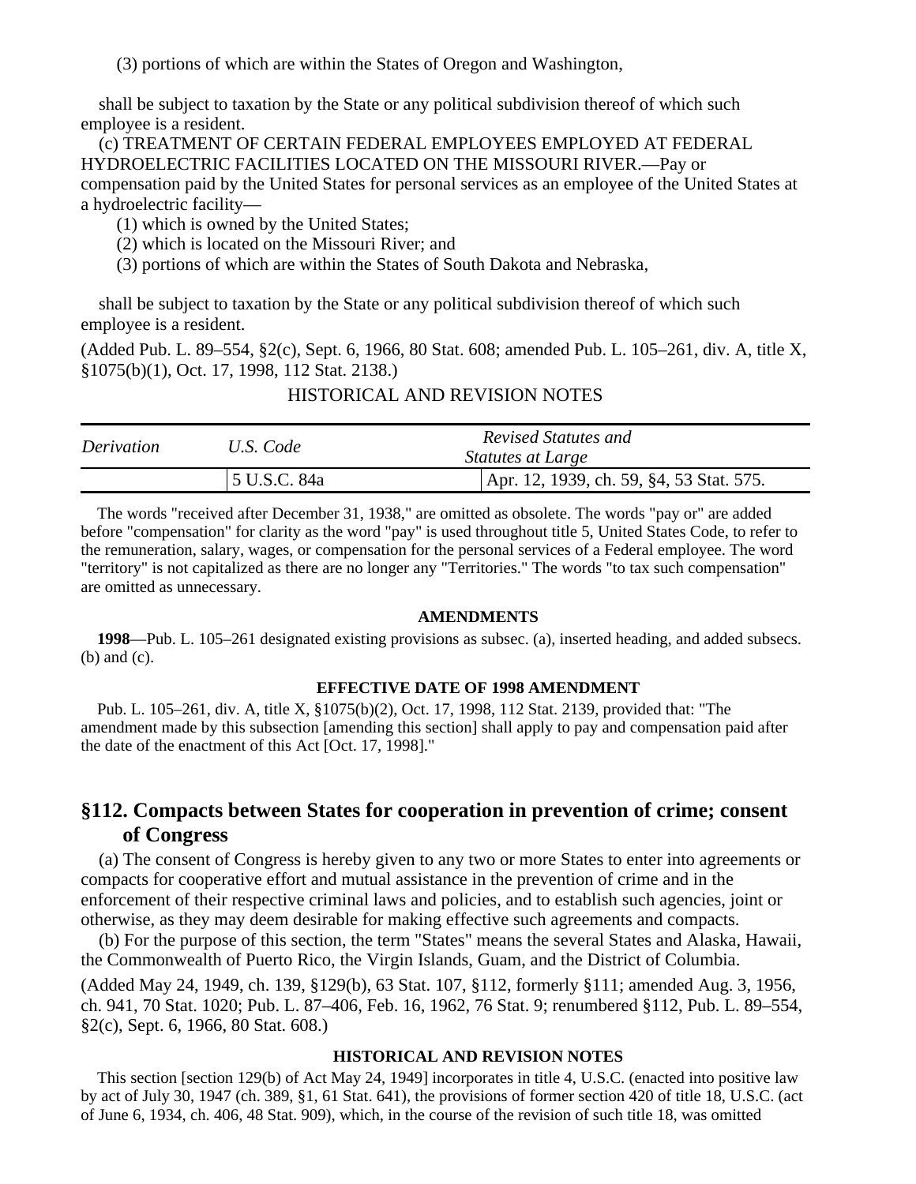(3) portions of which are within the States of Oregon and Washington,

shall be subject to taxation by the State or any political subdivision thereof of which such employee is a resident.

(c) TREATMENT OF CERTAIN FEDERAL EMPLOYEES EMPLOYED AT FEDERAL HYDROELECTRIC FACILITIES LOCATED ON THE MISSOURI RIVER.—Pay or compensation paid by the United States for personal services as an employee of the United States at a hydroelectric facility—

(1) which is owned by the United States;

(2) which is located on the Missouri River; and

(3) portions of which are within the States of South Dakota and Nebraska,

shall be subject to taxation by the State or any political subdivision thereof of which such employee is a resident.

(Added Pub. L. 89–554, §2(c), Sept. 6, 1966, 80 Stat. 608; amended Pub. L. 105–261, div. A, title X, §1075(b)(1), Oct. 17, 1998, 112 Stat. 2138.)

HISTORICAL AND REVISION NOTES

| *Derivation* | *U.S. Code* | *Revised Statutes and Statutes at Large* |
|---|---|---|
| | 5 U.S.C. 84a | Apr. 12, 1939, ch. 59, §4, 53 Stat. 575. |

The words "received after December 31, 1938," are omitted as obsolete. The words "pay or" are added before "compensation" for clarity as the word "pay" is used throughout title 5, United States Code, to refer to the remuneration, salary, wages, or compensation for the personal services of a Federal employee. The word "territory" is not capitalized as there are no longer any "Territories." The words "to tax such compensation" are omitted as unnecessary.

**AMENDMENTS**

**1998**—Pub. L. 105–261 designated existing provisions as subsec. (a), inserted heading, and added subsecs. (b) and (c).

**EFFECTIVE DATE OF 1998 AMENDMENT**

Pub. L. 105–261, div. A, title X, §1075(b)(2), Oct. 17, 1998, 112 Stat. 2139, provided that: "The amendment made by this subsection [amending this section] shall apply to pay and compensation paid after the date of the enactment of this Act [Oct. 17, 1998]."

## §112. Compacts between States for cooperation in prevention of crime; consent of Congress

(a) The consent of Congress is hereby given to any two or more States to enter into agreements or compacts for cooperative effort and mutual assistance in the prevention of crime and in the enforcement of their respective criminal laws and policies, and to establish such agencies, joint or otherwise, as they may deem desirable for making effective such agreements and compacts.

(b) For the purpose of this section, the term "States" means the several States and Alaska, Hawaii, the Commonwealth of Puerto Rico, the Virgin Islands, Guam, and the District of Columbia.

(Added May 24, 1949, ch. 139, §129(b), 63 Stat. 107, §112, formerly §111; amended Aug. 3, 1956, ch. 941, 70 Stat. 1020; Pub. L. 87–406, Feb. 16, 1962, 76 Stat. 9; renumbered §112, Pub. L. 89–554, §2(c), Sept. 6, 1966, 80 Stat. 608.)

**HISTORICAL AND REVISION NOTES**

This section [section 129(b) of Act May 24, 1949] incorporates in title 4, U.S.C. (enacted into positive law by act of July 30, 1947 (ch. 389, §1, 61 Stat. 641), the provisions of former section 420 of title 18, U.S.C. (act of June 6, 1934, ch. 406, 48 Stat. 909), which, in the course of the revision of such title 18, was omitted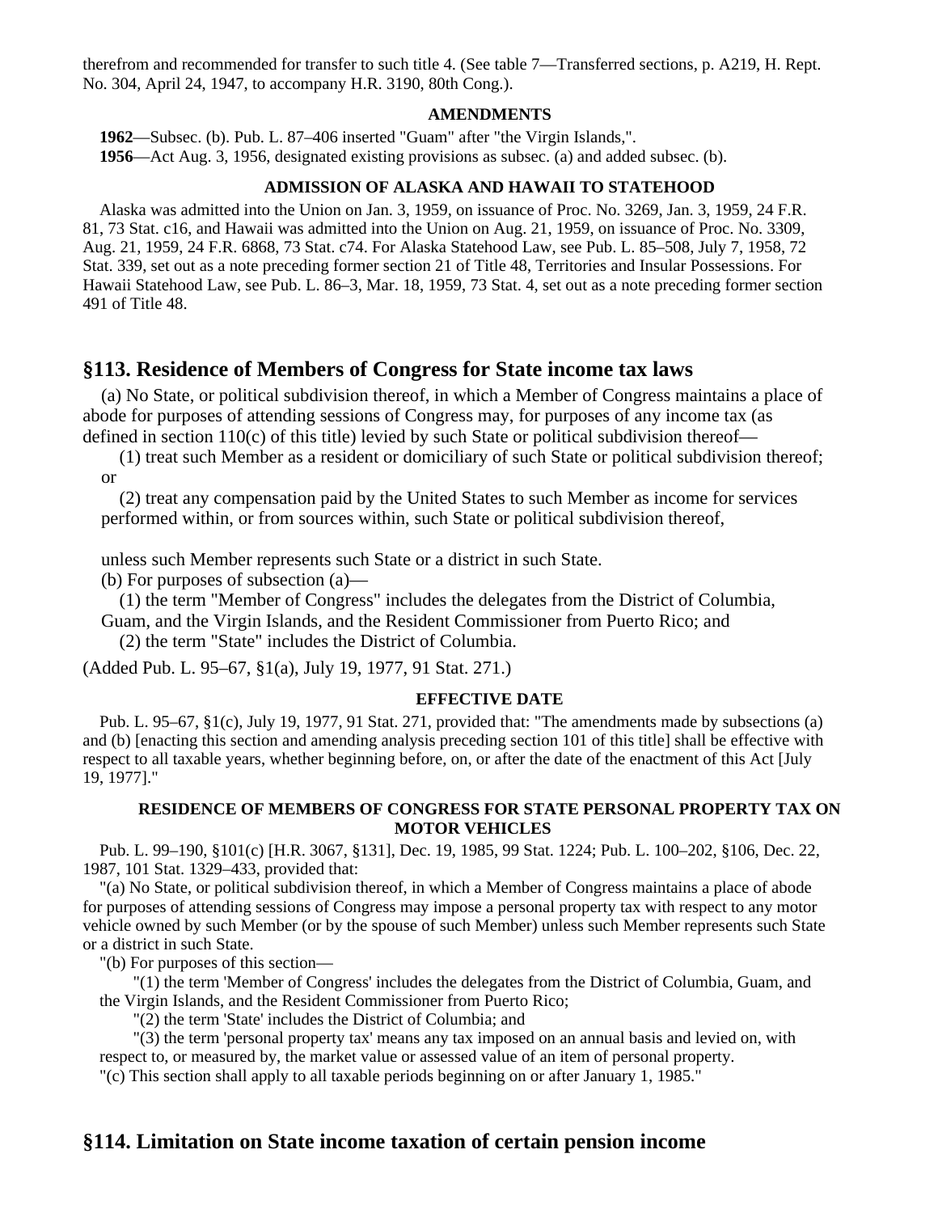therefrom and recommended for transfer to such title 4. (See table 7—Transferred sections, p. A219, H. Rept. No. 304, April 24, 1947, to accompany H.R. 3190, 80th Cong.).

#### AMENDMENTS

**1962**—Subsec. (b). Pub. L. 87–406 inserted "Guam" after "the Virgin Islands,".

**1956**—Act Aug. 3, 1956, designated existing provisions as subsec. (a) and added subsec. (b).

#### ADMISSION OF ALASKA AND HAWAII TO STATEHOOD

Alaska was admitted into the Union on Jan. 3, 1959, on issuance of Proc. No. 3269, Jan. 3, 1959, 24 F.R. 81, 73 Stat. c16, and Hawaii was admitted into the Union on Aug. 21, 1959, on issuance of Proc. No. 3309, Aug. 21, 1959, 24 F.R. 6868, 73 Stat. c74. For Alaska Statehood Law, see Pub. L. 85–508, July 7, 1958, 72 Stat. 339, set out as a note preceding former section 21 of Title 48, Territories and Insular Possessions. For Hawaii Statehood Law, see Pub. L. 86–3, Mar. 18, 1959, 73 Stat. 4, set out as a note preceding former section 491 of Title 48.

## §113. Residence of Members of Congress for State income tax laws

(a) No State, or political subdivision thereof, in which a Member of Congress maintains a place of abode for purposes of attending sessions of Congress may, for purposes of any income tax (as defined in section 110(c) of this title) levied by such State or political subdivision thereof—

(1) treat such Member as a resident or domiciliary of such State or political subdivision thereof; or

(2) treat any compensation paid by the United States to such Member as income for services performed within, or from sources within, such State or political subdivision thereof,

unless such Member represents such State or a district in such State.

(b) For purposes of subsection (a)—

(1) the term "Member of Congress" includes the delegates from the District of Columbia, Guam, and the Virgin Islands, and the Resident Commissioner from Puerto Rico; and

(2) the term "State" includes the District of Columbia.

(Added Pub. L. 95–67, §1(a), July 19, 1977, 91 Stat. 271.)

#### EFFECTIVE DATE

Pub. L. 95–67, §1(c), July 19, 1977, 91 Stat. 271, provided that: "The amendments made by subsections (a) and (b) [enacting this section and amending analysis preceding section 101 of this title] shall be effective with respect to all taxable years, whether beginning before, on, or after the date of the enactment of this Act [July 19, 1977]."

#### RESIDENCE OF MEMBERS OF CONGRESS FOR STATE PERSONAL PROPERTY TAX ON MOTOR VEHICLES

Pub. L. 99–190, §101(c) [H.R. 3067, §131], Dec. 19, 1985, 99 Stat. 1224; Pub. L. 100–202, §106, Dec. 22, 1987, 101 Stat. 1329–433, provided that:

"(a) No State, or political subdivision thereof, in which a Member of Congress maintains a place of abode for purposes of attending sessions of Congress may impose a personal property tax with respect to any motor vehicle owned by such Member (or by the spouse of such Member) unless such Member represents such State or a district in such State.

"(b) For purposes of this section—

"(1) the term 'Member of Congress' includes the delegates from the District of Columbia, Guam, and the Virgin Islands, and the Resident Commissioner from Puerto Rico;

"(2) the term 'State' includes the District of Columbia; and

"(3) the term 'personal property tax' means any tax imposed on an annual basis and levied on, with respect to, or measured by, the market value or assessed value of an item of personal property.

"(c) This section shall apply to all taxable periods beginning on or after January 1, 1985."

## §114. Limitation on State income taxation of certain pension income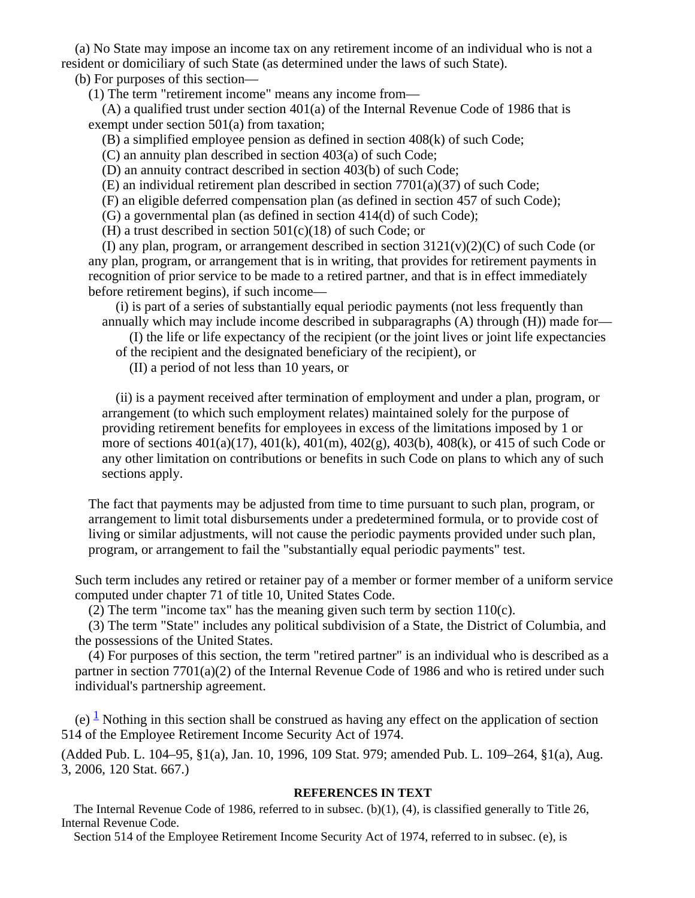(a) No State may impose an income tax on any retirement income of an individual who is not a resident or domiciliary of such State (as determined under the laws of such State).

(b) For purposes of this section—

(1) The term "retirement income" means any income from—

(A) a qualified trust under section 401(a) of the Internal Revenue Code of 1986 that is exempt under section 501(a) from taxation;

(B) a simplified employee pension as defined in section 408(k) of such Code;

(C) an annuity plan described in section 403(a) of such Code;

(D) an annuity contract described in section 403(b) of such Code;

(E) an individual retirement plan described in section 7701(a)(37) of such Code;

(F) an eligible deferred compensation plan (as defined in section 457 of such Code);

(G) a governmental plan (as defined in section 414(d) of such Code);

(H) a trust described in section 501(c)(18) of such Code; or

(I) any plan, program, or arrangement described in section 3121(v)(2)(C) of such Code (or any plan, program, or arrangement that is in writing, that provides for retirement payments in recognition of prior service to be made to a retired partner, and that is in effect immediately before retirement begins), if such income—

(i) is part of a series of substantially equal periodic payments (not less frequently than annually which may include income described in subparagraphs (A) through (H)) made for—

(I) the life or life expectancy of the recipient (or the joint lives or joint life expectancies of the recipient and the designated beneficiary of the recipient), or

(II) a period of not less than 10 years, or

(ii) is a payment received after termination of employment and under a plan, program, or arrangement (to which such employment relates) maintained solely for the purpose of providing retirement benefits for employees in excess of the limitations imposed by 1 or more of sections 401(a)(17), 401(k), 401(m), 402(g), 403(b), 408(k), or 415 of such Code or any other limitation on contributions or benefits in such Code on plans to which any of such sections apply.

The fact that payments may be adjusted from time to time pursuant to such plan, program, or arrangement to limit total disbursements under a predetermined formula, or to provide cost of living or similar adjustments, will not cause the periodic payments provided under such plan, program, or arrangement to fail the "substantially equal periodic payments" test.

Such term includes any retired or retainer pay of a member or former member of a uniform service computed under chapter 71 of title 10, United States Code.

(2) The term "income tax" has the meaning given such term by section 110(c).

(3) The term "State" includes any political subdivision of a State, the District of Columbia, and the possessions of the United States.

(4) For purposes of this section, the term "retired partner" is an individual who is described as a partner in section 7701(a)(2) of the Internal Revenue Code of 1986 and who is retired under such individual's partnership agreement.

(e) [1] Nothing in this section shall be construed as having any effect on the application of section 514 of the Employee Retirement Income Security Act of 1974.

(Added Pub. L. 104–95, §1(a), Jan. 10, 1996, 109 Stat. 979; amended Pub. L. 109–264, §1(a), Aug. 3, 2006, 120 Stat. 667.)

**REFERENCES IN TEXT**

The Internal Revenue Code of 1986, referred to in subsec. (b)(1), (4), is classified generally to Title 26, Internal Revenue Code.

Section 514 of the Employee Retirement Income Security Act of 1974, referred to in subsec. (e), is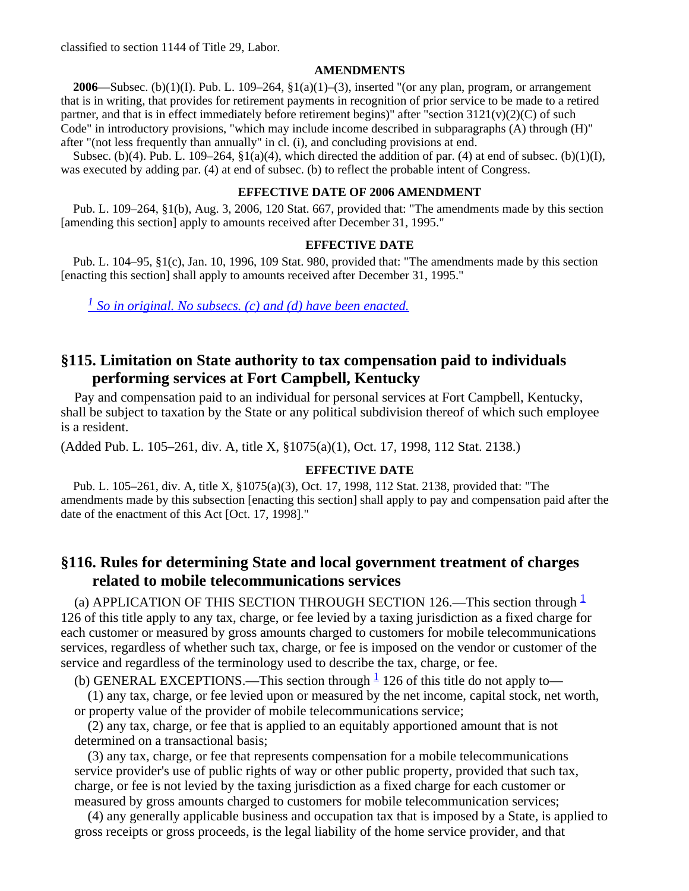classified to section 1144 of Title 29, Labor.

#### AMENDMENTS

**2006**—Subsec. (b)(1)(I). Pub. L. 109–264, §1(a)(1)–(3), inserted "(or any plan, program, or arrangement that is in writing, that provides for retirement payments in recognition of prior service to be made to a retired partner, and that is in effect immediately before retirement begins)" after "section 3121(v)(2)(C) of such Code" in introductory provisions, "which may include income described in subparagraphs (A) through (H)" after "(not less frequently than annually" in cl. (i), and concluding provisions at end.

Subsec. (b)(4). Pub. L. 109–264, §1(a)(4), which directed the addition of par. (4) at end of subsec. (b)(1)(I), was executed by adding par. (4) at end of subsec. (b) to reflect the probable intent of Congress.

#### EFFECTIVE DATE OF 2006 AMENDMENT

Pub. L. 109–264, §1(b), Aug. 3, 2006, 120 Stat. 667, provided that: "The amendments made by this section [amending this section] apply to amounts received after December 31, 1995."

#### EFFECTIVE DATE

Pub. L. 104–95, §1(c), Jan. 10, 1996, 109 Stat. 980, provided that: "The amendments made by this section [enacting this section] shall apply to amounts received after December 31, 1995."

[1] *So in original. No subsecs. (c) and (d) have been enacted.*

## §115. Limitation on State authority to tax compensation paid to individuals performing services at Fort Campbell, Kentucky

Pay and compensation paid to an individual for personal services at Fort Campbell, Kentucky, shall be subject to taxation by the State or any political subdivision thereof of which such employee is a resident.

(Added Pub. L. 105–261, div. A, title X, §1075(a)(1), Oct. 17, 1998, 112 Stat. 2138.)

#### EFFECTIVE DATE

Pub. L. 105–261, div. A, title X, §1075(a)(3), Oct. 17, 1998, 112 Stat. 2138, provided that: "The amendments made by this subsection [enacting this section] shall apply to pay and compensation paid after the date of the enactment of this Act [Oct. 17, 1998]."

## §116. Rules for determining State and local government treatment of charges related to mobile telecommunications services

(a) APPLICATION OF THIS SECTION THROUGH SECTION 126.—This section through [1] 126 of this title apply to any tax, charge, or fee levied by a taxing jurisdiction as a fixed charge for each customer or measured by gross amounts charged to customers for mobile telecommunications services, regardless of whether such tax, charge, or fee is imposed on the vendor or customer of the service and regardless of the terminology used to describe the tax, charge, or fee.

(b) GENERAL EXCEPTIONS.—This section through [1] 126 of this title do not apply to—

(1) any tax, charge, or fee levied upon or measured by the net income, capital stock, net worth, or property value of the provider of mobile telecommunications service;

(2) any tax, charge, or fee that is applied to an equitably apportioned amount that is not determined on a transactional basis;

(3) any tax, charge, or fee that represents compensation for a mobile telecommunications service provider's use of public rights of way or other public property, provided that such tax, charge, or fee is not levied by the taxing jurisdiction as a fixed charge for each customer or measured by gross amounts charged to customers for mobile telecommunication services;

(4) any generally applicable business and occupation tax that is imposed by a State, is applied to gross receipts or gross proceeds, is the legal liability of the home service provider, and that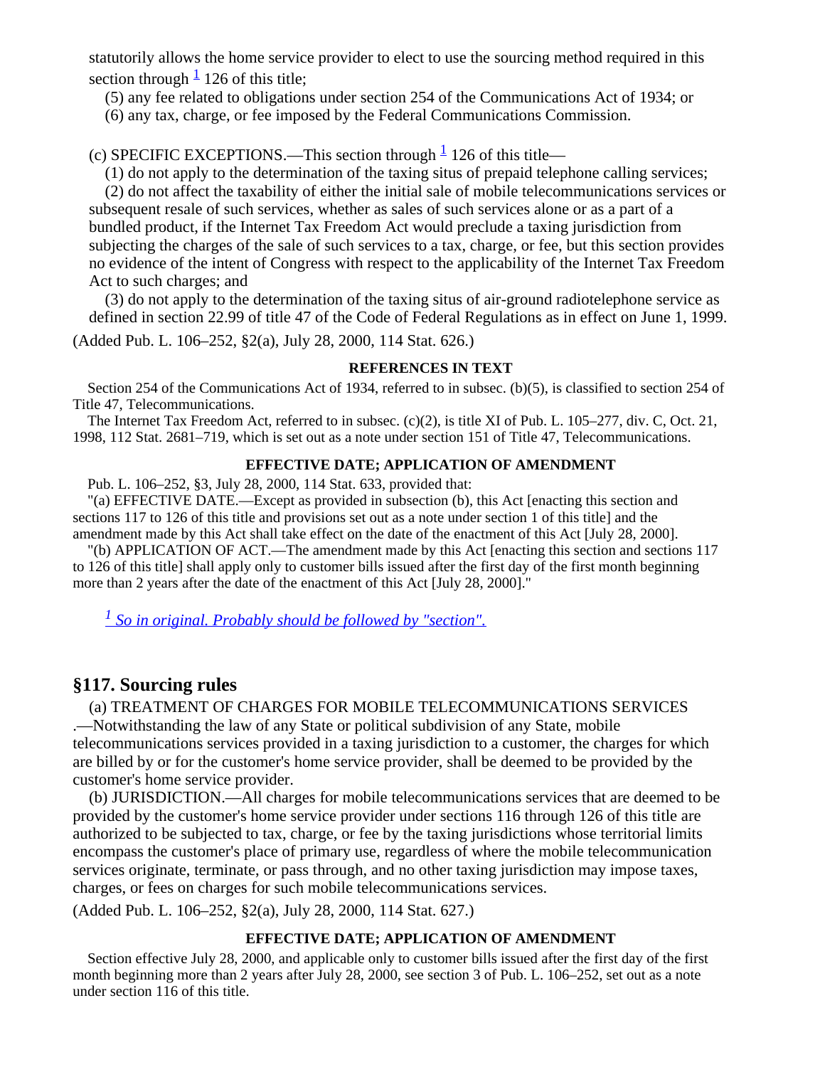statutorily allows the home service provider to elect to use the sourcing method required in this section through [1] 126 of this title;

(5) any fee related to obligations under section 254 of the Communications Act of 1934; or

(6) any tax, charge, or fee imposed by the Federal Communications Commission.

(c) SPECIFIC EXCEPTIONS.—This section through [1] 126 of this title—

(1) do not apply to the determination of the taxing situs of prepaid telephone calling services;

(2) do not affect the taxability of either the initial sale of mobile telecommunications services or subsequent resale of such services, whether as sales of such services alone or as a part of a bundled product, if the Internet Tax Freedom Act would preclude a taxing jurisdiction from subjecting the charges of the sale of such services to a tax, charge, or fee, but this section provides no evidence of the intent of Congress with respect to the applicability of the Internet Tax Freedom Act to such charges; and

(3) do not apply to the determination of the taxing situs of air-ground radiotelephone service as defined in section 22.99 of title 47 of the Code of Federal Regulations as in effect on June 1, 1999.

(Added Pub. L. 106–252, §2(a), July 28, 2000, 114 Stat. 626.)

**REFERENCES IN TEXT**

Section 254 of the Communications Act of 1934, referred to in subsec. (b)(5), is classified to section 254 of Title 47, Telecommunications.

The Internet Tax Freedom Act, referred to in subsec. (c)(2), is title XI of Pub. L. 105–277, div. C, Oct. 21, 1998, 112 Stat. 2681–719, which is set out as a note under section 151 of Title 47, Telecommunications.

**EFFECTIVE DATE; APPLICATION OF AMENDMENT**

Pub. L. 106–252, §3, July 28, 2000, 114 Stat. 633, provided that:

"(a) EFFECTIVE DATE.—Except as provided in subsection (b), this Act [enacting this section and sections 117 to 126 of this title and provisions set out as a note under section 1 of this title] and the amendment made by this Act shall take effect on the date of the enactment of this Act [July 28, 2000].

"(b) APPLICATION OF ACT.—The amendment made by this Act [enacting this section and sections 117 to 126 of this title] shall apply only to customer bills issued after the first day of the first month beginning more than 2 years after the date of the enactment of this Act [July 28, 2000]."

[1] *So in original. Probably should be followed by "section".*

## §117. Sourcing rules

(a) TREATMENT OF CHARGES FOR MOBILE TELECOMMUNICATIONS SERVICES.—Notwithstanding the law of any State or political subdivision of any State, mobile telecommunications services provided in a taxing jurisdiction to a customer, the charges for which are billed by or for the customer's home service provider, shall be deemed to be provided by the customer's home service provider.

(b) JURISDICTION.—All charges for mobile telecommunications services that are deemed to be provided by the customer's home service provider under sections 116 through 126 of this title are authorized to be subjected to tax, charge, or fee by the taxing jurisdictions whose territorial limits encompass the customer's place of primary use, regardless of where the mobile telecommunication services originate, terminate, or pass through, and no other taxing jurisdiction may impose taxes, charges, or fees on charges for such mobile telecommunications services.

(Added Pub. L. 106–252, §2(a), July 28, 2000, 114 Stat. 627.)

**EFFECTIVE DATE; APPLICATION OF AMENDMENT**

Section effective July 28, 2000, and applicable only to customer bills issued after the first day of the first month beginning more than 2 years after July 28, 2000, see section 3 of Pub. L. 106–252, set out as a note under section 116 of this title.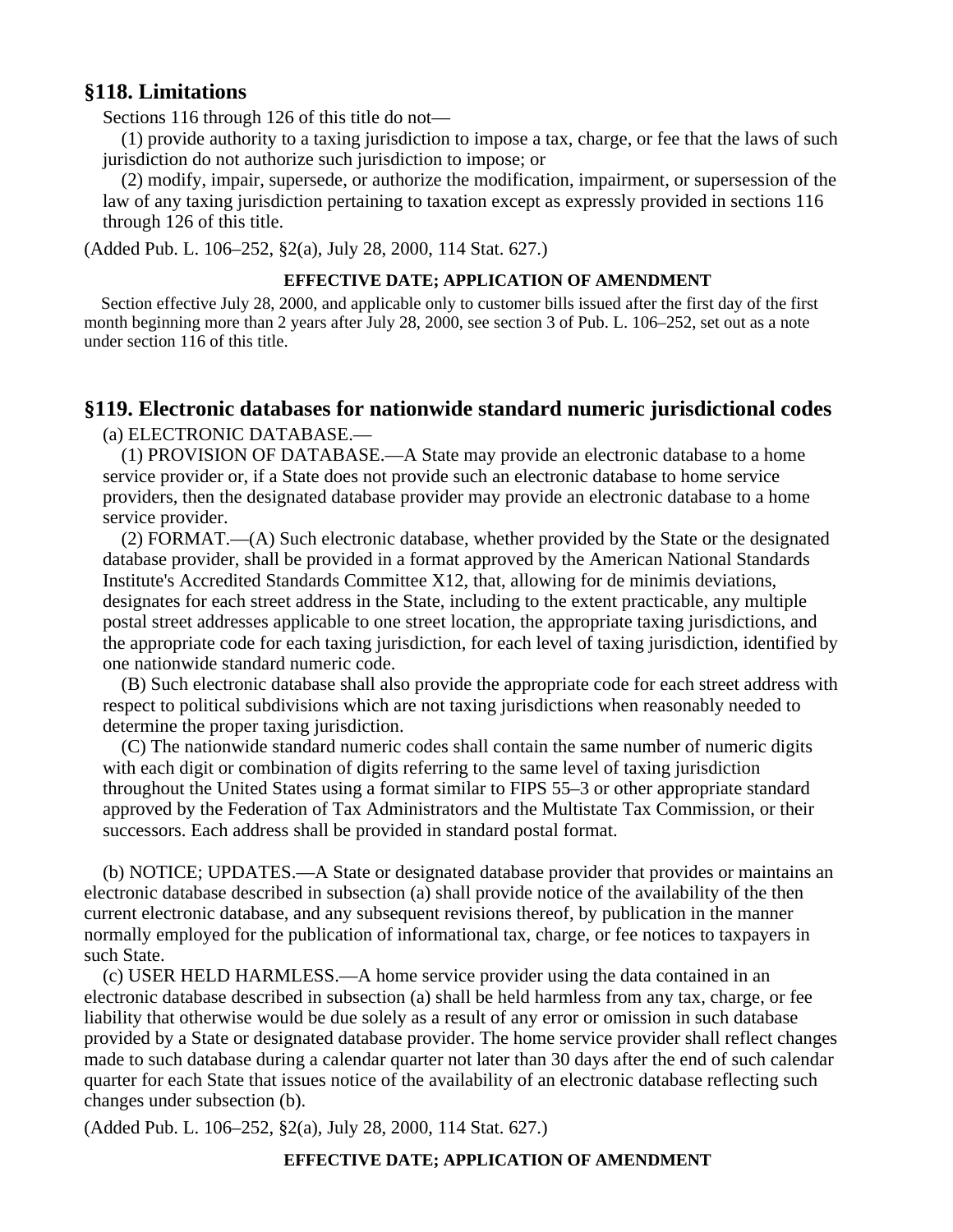## §118. Limitations

Sections 116 through 126 of this title do not—

(1) provide authority to a taxing jurisdiction to impose a tax, charge, or fee that the laws of such jurisdiction do not authorize such jurisdiction to impose; or

(2) modify, impair, supersede, or authorize the modification, impairment, or supersession of the law of any taxing jurisdiction pertaining to taxation except as expressly provided in sections 116 through 126 of this title.

(Added Pub. L. 106–252, §2(a), July 28, 2000, 114 Stat. 627.)

**EFFECTIVE DATE; APPLICATION OF AMENDMENT**

Section effective July 28, 2000, and applicable only to customer bills issued after the first day of the first month beginning more than 2 years after July 28, 2000, see section 3 of Pub. L. 106–252, set out as a note under section 116 of this title.

## §119. Electronic databases for nationwide standard numeric jurisdictional codes

(a) ELECTRONIC DATABASE.—

(1) PROVISION OF DATABASE.—A State may provide an electronic database to a home service provider or, if a State does not provide such an electronic database to home service providers, then the designated database provider may provide an electronic database to a home service provider.

(2) FORMAT.—(A) Such electronic database, whether provided by the State or the designated database provider, shall be provided in a format approved by the American National Standards Institute's Accredited Standards Committee X12, that, allowing for de minimis deviations, designates for each street address in the State, including to the extent practicable, any multiple postal street addresses applicable to one street location, the appropriate taxing jurisdictions, and the appropriate code for each taxing jurisdiction, for each level of taxing jurisdiction, identified by one nationwide standard numeric code.

(B) Such electronic database shall also provide the appropriate code for each street address with respect to political subdivisions which are not taxing jurisdictions when reasonably needed to determine the proper taxing jurisdiction.

(C) The nationwide standard numeric codes shall contain the same number of numeric digits with each digit or combination of digits referring to the same level of taxing jurisdiction throughout the United States using a format similar to FIPS 55–3 or other appropriate standard approved by the Federation of Tax Administrators and the Multistate Tax Commission, or their successors. Each address shall be provided in standard postal format.

(b) NOTICE; UPDATES.—A State or designated database provider that provides or maintains an electronic database described in subsection (a) shall provide notice of the availability of the then current electronic database, and any subsequent revisions thereof, by publication in the manner normally employed for the publication of informational tax, charge, or fee notices to taxpayers in such State.

(c) USER HELD HARMLESS.—A home service provider using the data contained in an electronic database described in subsection (a) shall be held harmless from any tax, charge, or fee liability that otherwise would be due solely as a result of any error or omission in such database provided by a State or designated database provider. The home service provider shall reflect changes made to such database during a calendar quarter not later than 30 days after the end of such calendar quarter for each State that issues notice of the availability of an electronic database reflecting such changes under subsection (b).

(Added Pub. L. 106–252, §2(a), July 28, 2000, 114 Stat. 627.)

**EFFECTIVE DATE; APPLICATION OF AMENDMENT**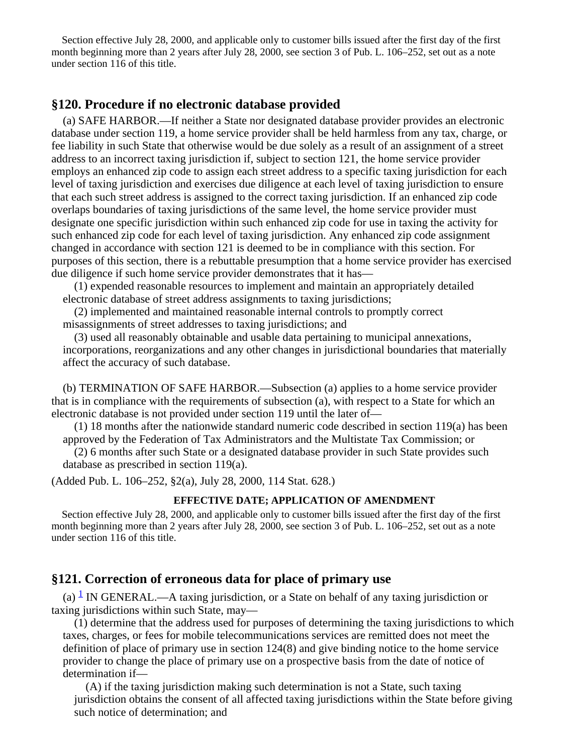Section effective July 28, 2000, and applicable only to customer bills issued after the first day of the first month beginning more than 2 years after July 28, 2000, see section 3 of Pub. L. 106–252, set out as a note under section 116 of this title.

## §120. Procedure if no electronic database provided

(a) SAFE HARBOR.—If neither a State nor designated database provider provides an electronic database under section 119, a home service provider shall be held harmless from any tax, charge, or fee liability in such State that otherwise would be due solely as a result of an assignment of a street address to an incorrect taxing jurisdiction if, subject to section 121, the home service provider employs an enhanced zip code to assign each street address to a specific taxing jurisdiction for each level of taxing jurisdiction and exercises due diligence at each level of taxing jurisdiction to ensure that each such street address is assigned to the correct taxing jurisdiction. If an enhanced zip code overlaps boundaries of taxing jurisdictions of the same level, the home service provider must designate one specific jurisdiction within such enhanced zip code for use in taxing the activity for such enhanced zip code for each level of taxing jurisdiction. Any enhanced zip code assignment changed in accordance with section 121 is deemed to be in compliance with this section. For purposes of this section, there is a rebuttable presumption that a home service provider has exercised due diligence if such home service provider demonstrates that it has—

(1) expended reasonable resources to implement and maintain an appropriately detailed electronic database of street address assignments to taxing jurisdictions;

(2) implemented and maintained reasonable internal controls to promptly correct misassignments of street addresses to taxing jurisdictions; and

(3) used all reasonably obtainable and usable data pertaining to municipal annexations, incorporations, reorganizations and any other changes in jurisdictional boundaries that materially affect the accuracy of such database.

(b) TERMINATION OF SAFE HARBOR.—Subsection (a) applies to a home service provider that is in compliance with the requirements of subsection (a), with respect to a State for which an electronic database is not provided under section 119 until the later of—

(1) 18 months after the nationwide standard numeric code described in section 119(a) has been approved by the Federation of Tax Administrators and the Multistate Tax Commission; or

(2) 6 months after such State or a designated database provider in such State provides such database as prescribed in section 119(a).

(Added Pub. L. 106–252, §2(a), July 28, 2000, 114 Stat. 628.)

**EFFECTIVE DATE; APPLICATION OF AMENDMENT**

Section effective July 28, 2000, and applicable only to customer bills issued after the first day of the first month beginning more than 2 years after July 28, 2000, see section 3 of Pub. L. 106–252, set out as a note under section 116 of this title.

## §121. Correction of erroneous data for place of primary use

(a) [1] IN GENERAL.—A taxing jurisdiction, or a State on behalf of any taxing jurisdiction or taxing jurisdictions within such State, may—

(1) determine that the address used for purposes of determining the taxing jurisdictions to which taxes, charges, or fees for mobile telecommunications services are remitted does not meet the definition of place of primary use in section 124(8) and give binding notice to the home service provider to change the place of primary use on a prospective basis from the date of notice of determination if—

(A) if the taxing jurisdiction making such determination is not a State, such taxing jurisdiction obtains the consent of all affected taxing jurisdictions within the State before giving such notice of determination; and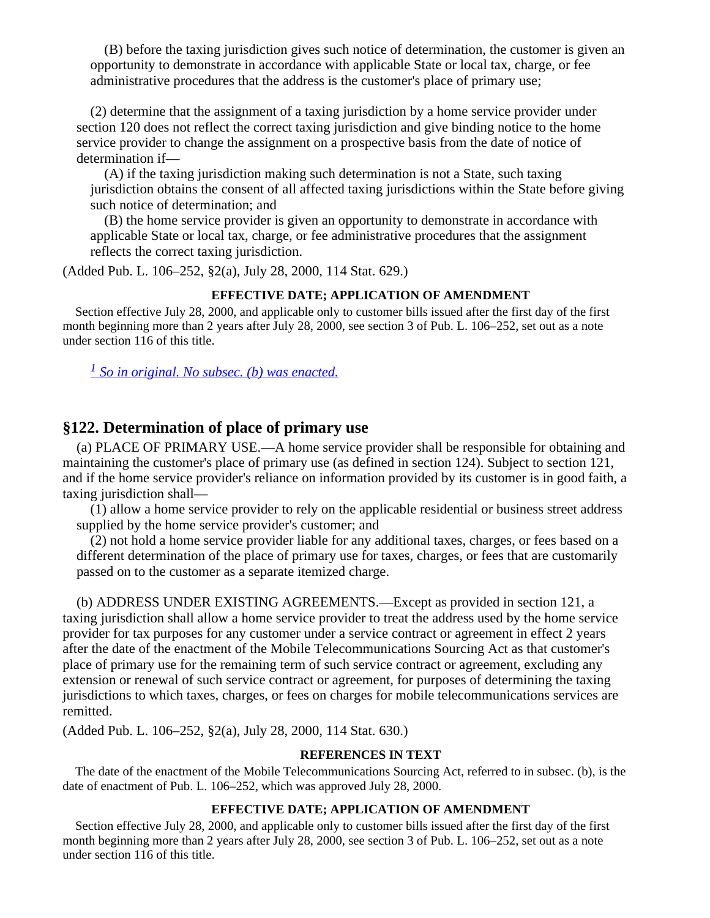(B) before the taxing jurisdiction gives such notice of determination, the customer is given an opportunity to demonstrate in accordance with applicable State or local tax, charge, or fee administrative procedures that the address is the customer's place of primary use;

(2) determine that the assignment of a taxing jurisdiction by a home service provider under section 120 does not reflect the correct taxing jurisdiction and give binding notice to the home service provider to change the assignment on a prospective basis from the date of notice of determination if—

(A) if the taxing jurisdiction making such determination is not a State, such taxing jurisdiction obtains the consent of all affected taxing jurisdictions within the State before giving such notice of determination; and

(B) the home service provider is given an opportunity to demonstrate in accordance with applicable State or local tax, charge, or fee administrative procedures that the assignment reflects the correct taxing jurisdiction.

(Added Pub. L. 106–252, §2(a), July 28, 2000, 114 Stat. 629.)

**EFFECTIVE DATE; APPLICATION OF AMENDMENT**

Section effective July 28, 2000, and applicable only to customer bills issued after the first day of the first month beginning more than 2 years after July 28, 2000, see section 3 of Pub. L. 106–252, set out as a note under section 116 of this title.

[1] *So in original. No subsec. (b) was enacted.*

## §122. Determination of place of primary use

(a) PLACE OF PRIMARY USE.—A home service provider shall be responsible for obtaining and maintaining the customer's place of primary use (as defined in section 124). Subject to section 121, and if the home service provider's reliance on information provided by its customer is in good faith, a taxing jurisdiction shall—

(1) allow a home service provider to rely on the applicable residential or business street address supplied by the home service provider's customer; and

(2) not hold a home service provider liable for any additional taxes, charges, or fees based on a different determination of the place of primary use for taxes, charges, or fees that are customarily passed on to the customer as a separate itemized charge.

(b) ADDRESS UNDER EXISTING AGREEMENTS.—Except as provided in section 121, a taxing jurisdiction shall allow a home service provider to treat the address used by the home service provider for tax purposes for any customer under a service contract or agreement in effect 2 years after the date of the enactment of the Mobile Telecommunications Sourcing Act as that customer's place of primary use for the remaining term of such service contract or agreement, excluding any extension or renewal of such service contract or agreement, for purposes of determining the taxing jurisdictions to which taxes, charges, or fees on charges for mobile telecommunications services are remitted.

(Added Pub. L. 106–252, §2(a), July 28, 2000, 114 Stat. 630.)

**REFERENCES IN TEXT**

The date of the enactment of the Mobile Telecommunications Sourcing Act, referred to in subsec. (b), is the date of enactment of Pub. L. 106–252, which was approved July 28, 2000.

**EFFECTIVE DATE; APPLICATION OF AMENDMENT**

Section effective July 28, 2000, and applicable only to customer bills issued after the first day of the first month beginning more than 2 years after July 28, 2000, see section 3 of Pub. L. 106–252, set out as a note under section 116 of this title.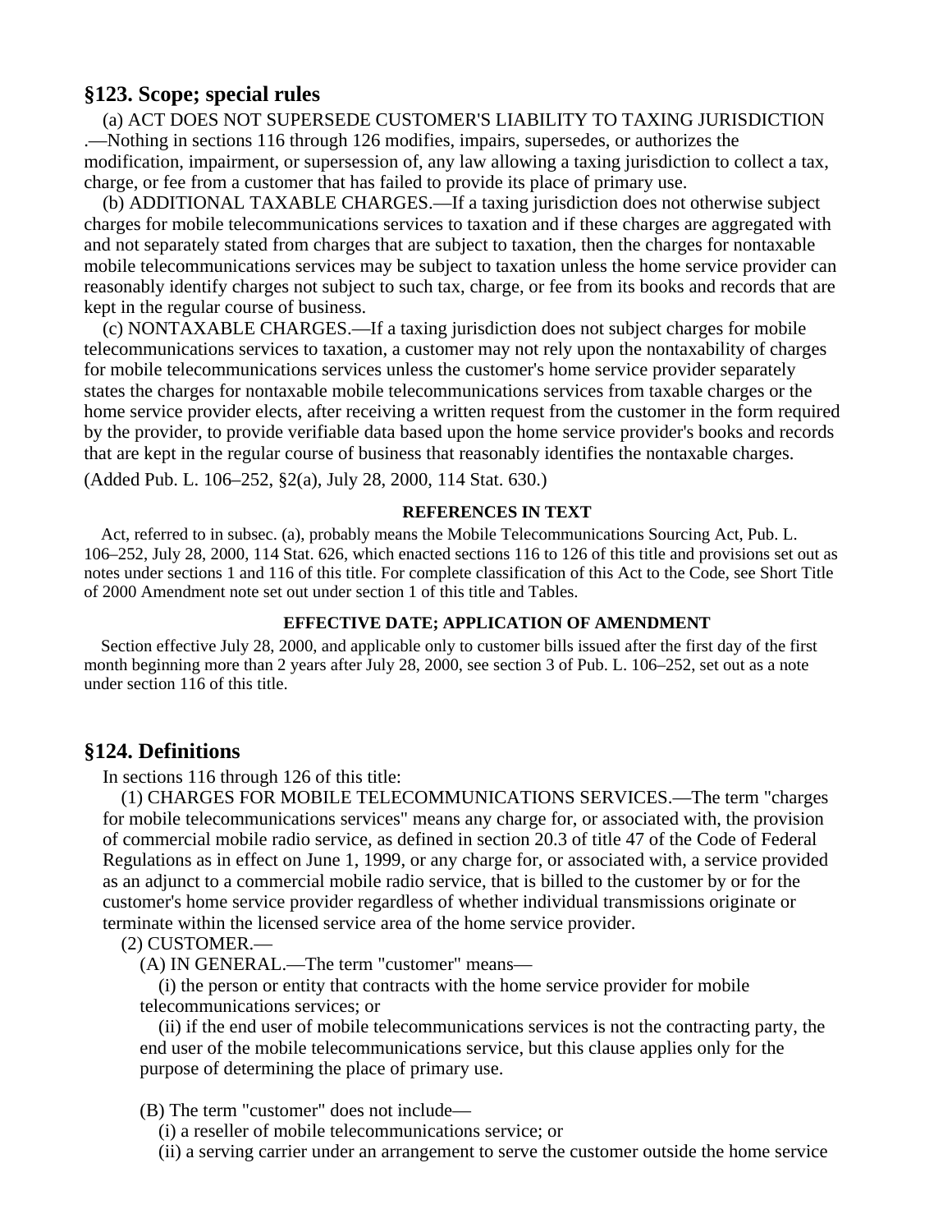## §123. Scope; special rules

(a) ACT DOES NOT SUPERSEDE CUSTOMER'S LIABILITY TO TAXING JURISDICTION .—Nothing in sections 116 through 126 modifies, impairs, supersedes, or authorizes the modification, impairment, or supersession of, any law allowing a taxing jurisdiction to collect a tax, charge, or fee from a customer that has failed to provide its place of primary use.

(b) ADDITIONAL TAXABLE CHARGES.—If a taxing jurisdiction does not otherwise subject charges for mobile telecommunications services to taxation and if these charges are aggregated with and not separately stated from charges that are subject to taxation, then the charges for nontaxable mobile telecommunications services may be subject to taxation unless the home service provider can reasonably identify charges not subject to such tax, charge, or fee from its books and records that are kept in the regular course of business.

(c) NONTAXABLE CHARGES.—If a taxing jurisdiction does not subject charges for mobile telecommunications services to taxation, a customer may not rely upon the nontaxability of charges for mobile telecommunications services unless the customer's home service provider separately states the charges for nontaxable mobile telecommunications services from taxable charges or the home service provider elects, after receiving a written request from the customer in the form required by the provider, to provide verifiable data based upon the home service provider's books and records that are kept in the regular course of business that reasonably identifies the nontaxable charges.

(Added Pub. L. 106–252, §2(a), July 28, 2000, 114 Stat. 630.)

#### REFERENCES IN TEXT

Act, referred to in subsec. (a), probably means the Mobile Telecommunications Sourcing Act, Pub. L. 106–252, July 28, 2000, 114 Stat. 626, which enacted sections 116 to 126 of this title and provisions set out as notes under sections 1 and 116 of this title. For complete classification of this Act to the Code, see Short Title of 2000 Amendment note set out under section 1 of this title and Tables.

#### EFFECTIVE DATE; APPLICATION OF AMENDMENT

Section effective July 28, 2000, and applicable only to customer bills issued after the first day of the first month beginning more than 2 years after July 28, 2000, see section 3 of Pub. L. 106–252, set out as a note under section 116 of this title.

## §124. Definitions

In sections 116 through 126 of this title:

(1) CHARGES FOR MOBILE TELECOMMUNICATIONS SERVICES.—The term "charges for mobile telecommunications services" means any charge for, or associated with, the provision of commercial mobile radio service, as defined in section 20.3 of title 47 of the Code of Federal Regulations as in effect on June 1, 1999, or any charge for, or associated with, a service provided as an adjunct to a commercial mobile radio service, that is billed to the customer by or for the customer's home service provider regardless of whether individual transmissions originate or terminate within the licensed service area of the home service provider.

(2) CUSTOMER.—

(A) IN GENERAL.—The term "customer" means—

(i) the person or entity that contracts with the home service provider for mobile telecommunications services; or

(ii) if the end user of mobile telecommunications services is not the contracting party, the end user of the mobile telecommunications service, but this clause applies only for the purpose of determining the place of primary use.

(B) The term "customer" does not include—

(i) a reseller of mobile telecommunications service; or

(ii) a serving carrier under an arrangement to serve the customer outside the home service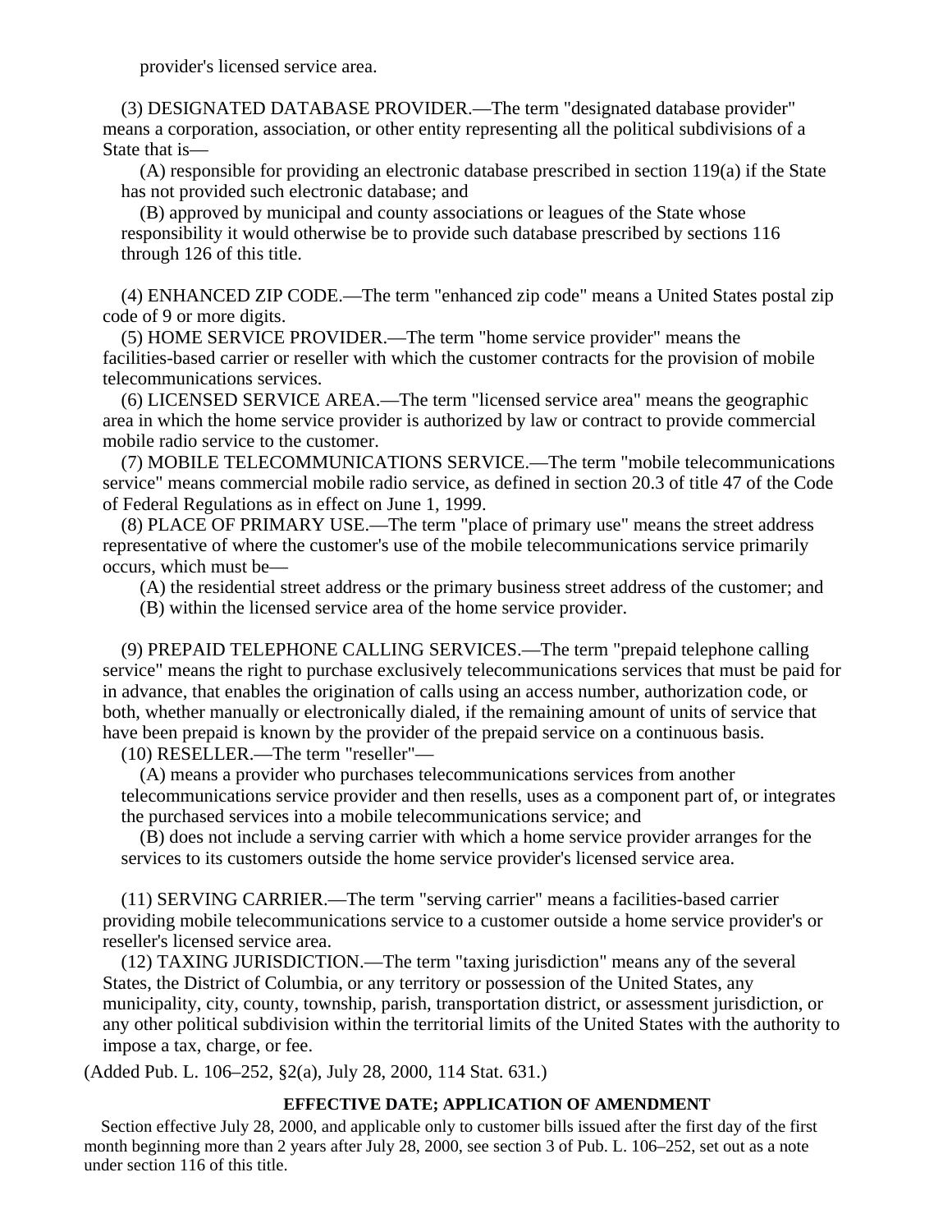provider's licensed service area.

(3) DESIGNATED DATABASE PROVIDER.—The term "designated database provider" means a corporation, association, or other entity representing all the political subdivisions of a State that is—

(A) responsible for providing an electronic database prescribed in section 119(a) if the State has not provided such electronic database; and

(B) approved by municipal and county associations or leagues of the State whose responsibility it would otherwise be to provide such database prescribed by sections 116 through 126 of this title.

(4) ENHANCED ZIP CODE.—The term "enhanced zip code" means a United States postal zip code of 9 or more digits.

(5) HOME SERVICE PROVIDER.—The term "home service provider" means the facilities-based carrier or reseller with which the customer contracts for the provision of mobile telecommunications services.

(6) LICENSED SERVICE AREA.—The term "licensed service area" means the geographic area in which the home service provider is authorized by law or contract to provide commercial mobile radio service to the customer.

(7) MOBILE TELECOMMUNICATIONS SERVICE.—The term "mobile telecommunications service" means commercial mobile radio service, as defined in section 20.3 of title 47 of the Code of Federal Regulations as in effect on June 1, 1999.

(8) PLACE OF PRIMARY USE.—The term "place of primary use" means the street address representative of where the customer's use of the mobile telecommunications service primarily occurs, which must be—

(A) the residential street address or the primary business street address of the customer; and

(B) within the licensed service area of the home service provider.

(9) PREPAID TELEPHONE CALLING SERVICES.—The term "prepaid telephone calling service" means the right to purchase exclusively telecommunications services that must be paid for in advance, that enables the origination of calls using an access number, authorization code, or both, whether manually or electronically dialed, if the remaining amount of units of service that have been prepaid is known by the provider of the prepaid service on a continuous basis.

(10) RESELLER.—The term "reseller"—

(A) means a provider who purchases telecommunications services from another telecommunications service provider and then resells, uses as a component part of, or integrates the purchased services into a mobile telecommunications service; and

(B) does not include a serving carrier with which a home service provider arranges for the services to its customers outside the home service provider's licensed service area.

(11) SERVING CARRIER.—The term "serving carrier" means a facilities-based carrier providing mobile telecommunications service to a customer outside a home service provider's or reseller's licensed service area.

(12) TAXING JURISDICTION.—The term "taxing jurisdiction" means any of the several States, the District of Columbia, or any territory or possession of the United States, any municipality, city, county, township, parish, transportation district, or assessment jurisdiction, or any other political subdivision within the territorial limits of the United States with the authority to impose a tax, charge, or fee.

(Added Pub. L. 106–252, §2(a), July 28, 2000, 114 Stat. 631.)

**EFFECTIVE DATE; APPLICATION OF AMENDMENT**

Section effective July 28, 2000, and applicable only to customer bills issued after the first day of the first month beginning more than 2 years after July 28, 2000, see section 3 of Pub. L. 106–252, set out as a note under section 116 of this title.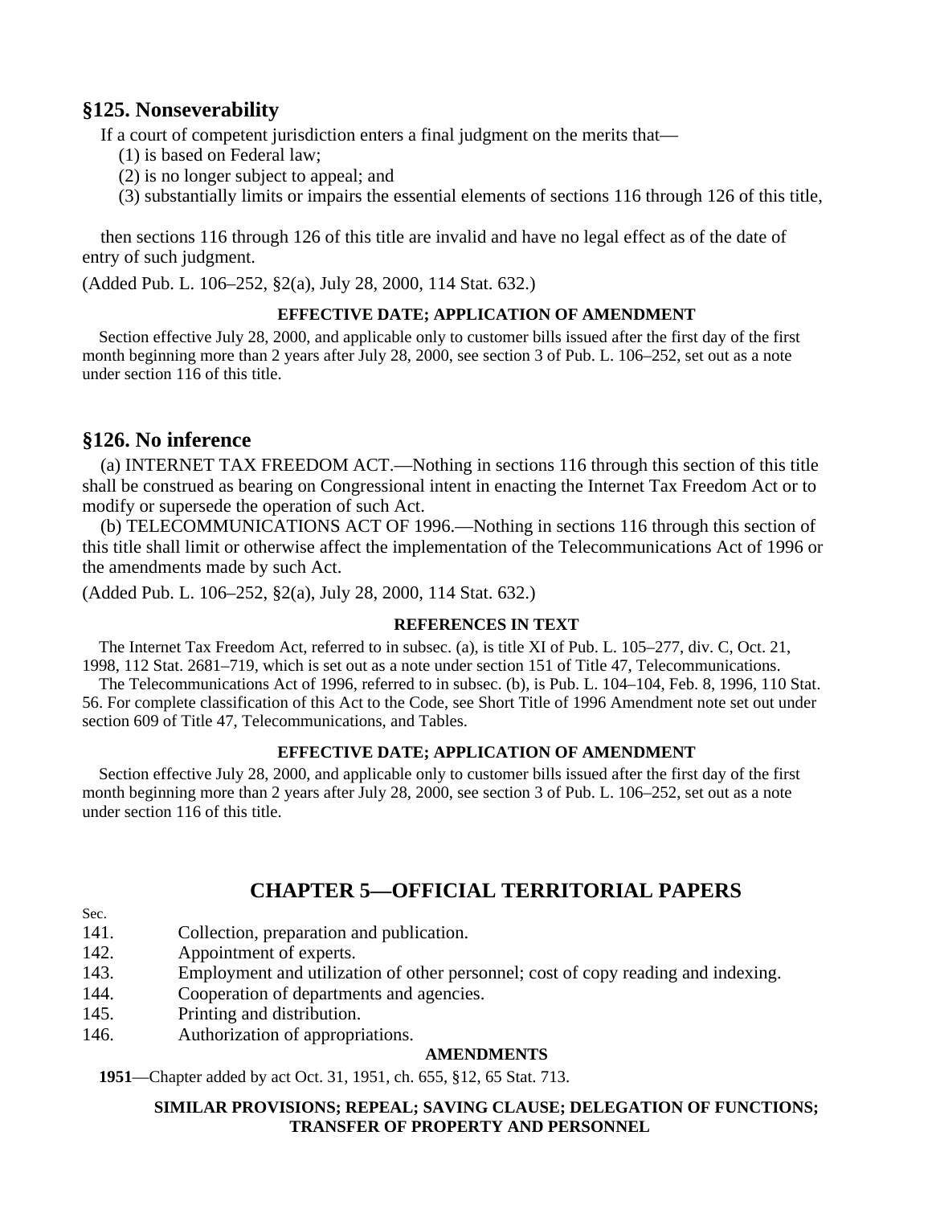## §125. Nonseverability

If a court of competent jurisdiction enters a final judgment on the merits that—

(1) is based on Federal law;

(2) is no longer subject to appeal; and

(3) substantially limits or impairs the essential elements of sections 116 through 126 of this title,

then sections 116 through 126 of this title are invalid and have no legal effect as of the date of entry of such judgment.

(Added Pub. L. 106–252, §2(a), July 28, 2000, 114 Stat. 632.)

#### EFFECTIVE DATE; APPLICATION OF AMENDMENT

Section effective July 28, 2000, and applicable only to customer bills issued after the first day of the first month beginning more than 2 years after July 28, 2000, see section 3 of Pub. L. 106–252, set out as a note under section 116 of this title.

## §126. No inference

(a) INTERNET TAX FREEDOM ACT.—Nothing in sections 116 through this section of this title shall be construed as bearing on Congressional intent in enacting the Internet Tax Freedom Act or to modify or supersede the operation of such Act.

(b) TELECOMMUNICATIONS ACT OF 1996.—Nothing in sections 116 through this section of this title shall limit or otherwise affect the implementation of the Telecommunications Act of 1996 or the amendments made by such Act.

(Added Pub. L. 106–252, §2(a), July 28, 2000, 114 Stat. 632.)

#### REFERENCES IN TEXT

The Internet Tax Freedom Act, referred to in subsec. (a), is title XI of Pub. L. 105–277, div. C, Oct. 21, 1998, 112 Stat. 2681–719, which is set out as a note under section 151 of Title 47, Telecommunications.

The Telecommunications Act of 1996, referred to in subsec. (b), is Pub. L. 104–104, Feb. 8, 1996, 110 Stat. 56. For complete classification of this Act to the Code, see Short Title of 1996 Amendment note set out under section 609 of Title 47, Telecommunications, and Tables.

#### EFFECTIVE DATE; APPLICATION OF AMENDMENT

Section effective July 28, 2000, and applicable only to customer bills issued after the first day of the first month beginning more than 2 years after July 28, 2000, see section 3 of Pub. L. 106–252, set out as a note under section 116 of this title.

# CHAPTER 5—OFFICIAL TERRITORIAL PAPERS

Sec.
141. Collection, preparation and publication.
142. Appointment of experts.
143. Employment and utilization of other personnel; cost of copy reading and indexing.
144. Cooperation of departments and agencies.
145. Printing and distribution.
146. Authorization of appropriations.

#### AMENDMENTS

**1951**—Chapter added by act Oct. 31, 1951, ch. 655, §12, 65 Stat. 713.

#### SIMILAR PROVISIONS; REPEAL; SAVING CLAUSE; DELEGATION OF FUNCTIONS; TRANSFER OF PROPERTY AND PERSONNEL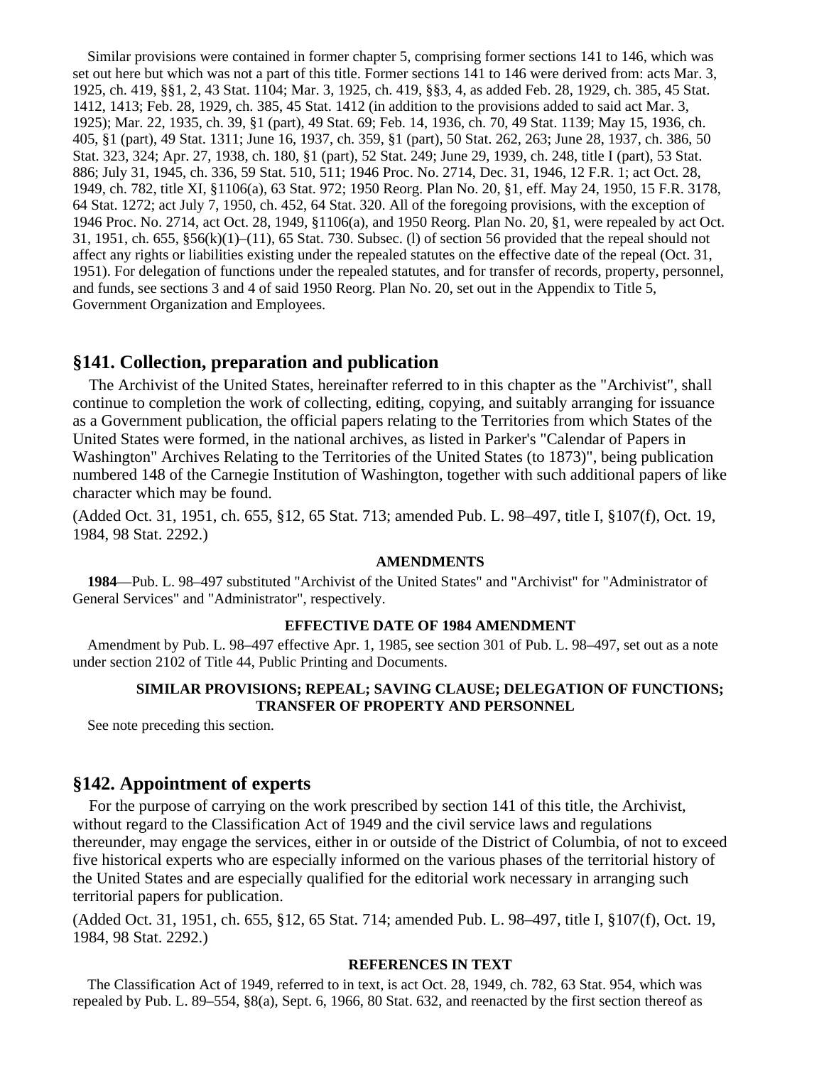Similar provisions were contained in former chapter 5, comprising former sections 141 to 146, which was set out here but which was not a part of this title. Former sections 141 to 146 were derived from: acts Mar. 3, 1925, ch. 419, §§1, 2, 43 Stat. 1104; Mar. 3, 1925, ch. 419, §§3, 4, as added Feb. 28, 1929, ch. 385, 45 Stat. 1412, 1413; Feb. 28, 1929, ch. 385, 45 Stat. 1412 (in addition to the provisions added to said act Mar. 3, 1925); Mar. 22, 1935, ch. 39, §1 (part), 49 Stat. 69; Feb. 14, 1936, ch. 70, 49 Stat. 1139; May 15, 1936, ch. 405, §1 (part), 49 Stat. 1311; June 16, 1937, ch. 359, §1 (part), 50 Stat. 262, 263; June 28, 1937, ch. 386, 50 Stat. 323, 324; Apr. 27, 1938, ch. 180, §1 (part), 52 Stat. 249; June 29, 1939, ch. 248, title I (part), 53 Stat. 886; July 31, 1945, ch. 336, 59 Stat. 510, 511; 1946 Proc. No. 2714, Dec. 31, 1946, 12 F.R. 1; act Oct. 28, 1949, ch. 782, title XI, §1106(a), 63 Stat. 972; 1950 Reorg. Plan No. 20, §1, eff. May 24, 1950, 15 F.R. 3178, 64 Stat. 1272; act July 7, 1950, ch. 452, 64 Stat. 320. All of the foregoing provisions, with the exception of 1946 Proc. No. 2714, act Oct. 28, 1949, §1106(a), and 1950 Reorg. Plan No. 20, §1, were repealed by act Oct. 31, 1951, ch. 655, §56(k)(1)–(11), 65 Stat. 730. Subsec. (l) of section 56 provided that the repeal should not affect any rights or liabilities existing under the repealed statutes on the effective date of the repeal (Oct. 31, 1951). For delegation of functions under the repealed statutes, and for transfer of records, property, personnel, and funds, see sections 3 and 4 of said 1950 Reorg. Plan No. 20, set out in the Appendix to Title 5, Government Organization and Employees.

## §141. Collection, preparation and publication

The Archivist of the United States, hereinafter referred to in this chapter as the "Archivist", shall continue to completion the work of collecting, editing, copying, and suitably arranging for issuance as a Government publication, the official papers relating to the Territories from which States of the United States were formed, in the national archives, as listed in Parker's "Calendar of Papers in Washington" Archives Relating to the Territories of the United States (to 1873)", being publication numbered 148 of the Carnegie Institution of Washington, together with such additional papers of like character which may be found.

(Added Oct. 31, 1951, ch. 655, §12, 65 Stat. 713; amended Pub. L. 98–497, title I, §107(f), Oct. 19, 1984, 98 Stat. 2292.)

#### AMENDMENTS

**1984**—Pub. L. 98–497 substituted "Archivist of the United States" and "Archivist" for "Administrator of General Services" and "Administrator", respectively.

#### EFFECTIVE DATE OF 1984 AMENDMENT

Amendment by Pub. L. 98–497 effective Apr. 1, 1985, see section 301 of Pub. L. 98–497, set out as a note under section 2102 of Title 44, Public Printing and Documents.

#### SIMILAR PROVISIONS; REPEAL; SAVING CLAUSE; DELEGATION OF FUNCTIONS; TRANSFER OF PROPERTY AND PERSONNEL

See note preceding this section.

## §142. Appointment of experts

For the purpose of carrying on the work prescribed by section 141 of this title, the Archivist, without regard to the Classification Act of 1949 and the civil service laws and regulations thereunder, may engage the services, either in or outside of the District of Columbia, of not to exceed five historical experts who are especially informed on the various phases of the territorial history of the United States and are especially qualified for the editorial work necessary in arranging such territorial papers for publication.

(Added Oct. 31, 1951, ch. 655, §12, 65 Stat. 714; amended Pub. L. 98–497, title I, §107(f), Oct. 19, 1984, 98 Stat. 2292.)

#### REFERENCES IN TEXT

The Classification Act of 1949, referred to in text, is act Oct. 28, 1949, ch. 782, 63 Stat. 954, which was repealed by Pub. L. 89–554, §8(a), Sept. 6, 1966, 80 Stat. 632, and reenacted by the first section thereof as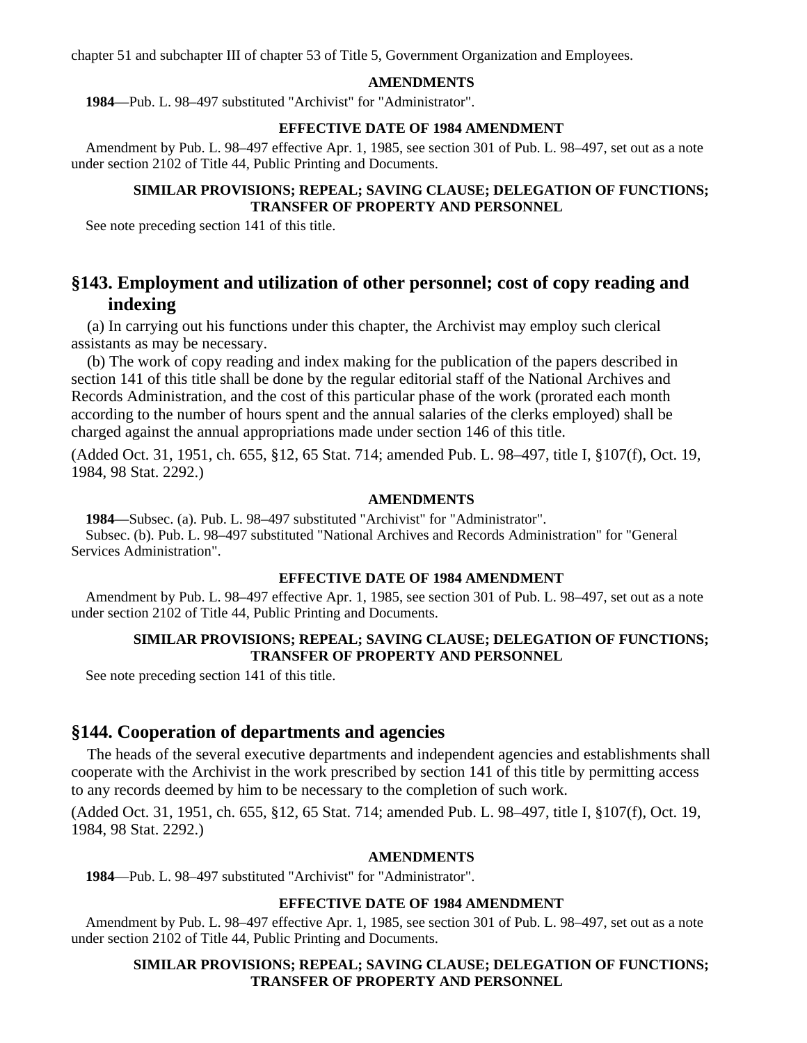chapter 51 and subchapter III of chapter 53 of Title 5, Government Organization and Employees.

#### AMENDMENTS

**1984**—Pub. L. 98–497 substituted "Archivist" for "Administrator".

#### EFFECTIVE DATE OF 1984 AMENDMENT

Amendment by Pub. L. 98–497 effective Apr. 1, 1985, see section 301 of Pub. L. 98–497, set out as a note under section 2102 of Title 44, Public Printing and Documents.

#### SIMILAR PROVISIONS; REPEAL; SAVING CLAUSE; DELEGATION OF FUNCTIONS; TRANSFER OF PROPERTY AND PERSONNEL

See note preceding section 141 of this title.

## §143. Employment and utilization of other personnel; cost of copy reading and indexing

(a) In carrying out his functions under this chapter, the Archivist may employ such clerical assistants as may be necessary.

(b) The work of copy reading and index making for the publication of the papers described in section 141 of this title shall be done by the regular editorial staff of the National Archives and Records Administration, and the cost of this particular phase of the work (prorated each month according to the number of hours spent and the annual salaries of the clerks employed) shall be charged against the annual appropriations made under section 146 of this title.

(Added Oct. 31, 1951, ch. 655, §12, 65 Stat. 714; amended Pub. L. 98–497, title I, §107(f), Oct. 19, 1984, 98 Stat. 2292.)

#### AMENDMENTS

**1984**—Subsec. (a). Pub. L. 98–497 substituted "Archivist" for "Administrator".

Subsec. (b). Pub. L. 98–497 substituted "National Archives and Records Administration" for "General Services Administration".

#### EFFECTIVE DATE OF 1984 AMENDMENT

Amendment by Pub. L. 98–497 effective Apr. 1, 1985, see section 301 of Pub. L. 98–497, set out as a note under section 2102 of Title 44, Public Printing and Documents.

#### SIMILAR PROVISIONS; REPEAL; SAVING CLAUSE; DELEGATION OF FUNCTIONS; TRANSFER OF PROPERTY AND PERSONNEL

See note preceding section 141 of this title.

## §144. Cooperation of departments and agencies

The heads of the several executive departments and independent agencies and establishments shall cooperate with the Archivist in the work prescribed by section 141 of this title by permitting access to any records deemed by him to be necessary to the completion of such work.

(Added Oct. 31, 1951, ch. 655, §12, 65 Stat. 714; amended Pub. L. 98–497, title I, §107(f), Oct. 19, 1984, 98 Stat. 2292.)

#### AMENDMENTS

**1984**—Pub. L. 98–497 substituted "Archivist" for "Administrator".

#### EFFECTIVE DATE OF 1984 AMENDMENT

Amendment by Pub. L. 98–497 effective Apr. 1, 1985, see section 301 of Pub. L. 98–497, set out as a note under section 2102 of Title 44, Public Printing and Documents.

#### SIMILAR PROVISIONS; REPEAL; SAVING CLAUSE; DELEGATION OF FUNCTIONS; TRANSFER OF PROPERTY AND PERSONNEL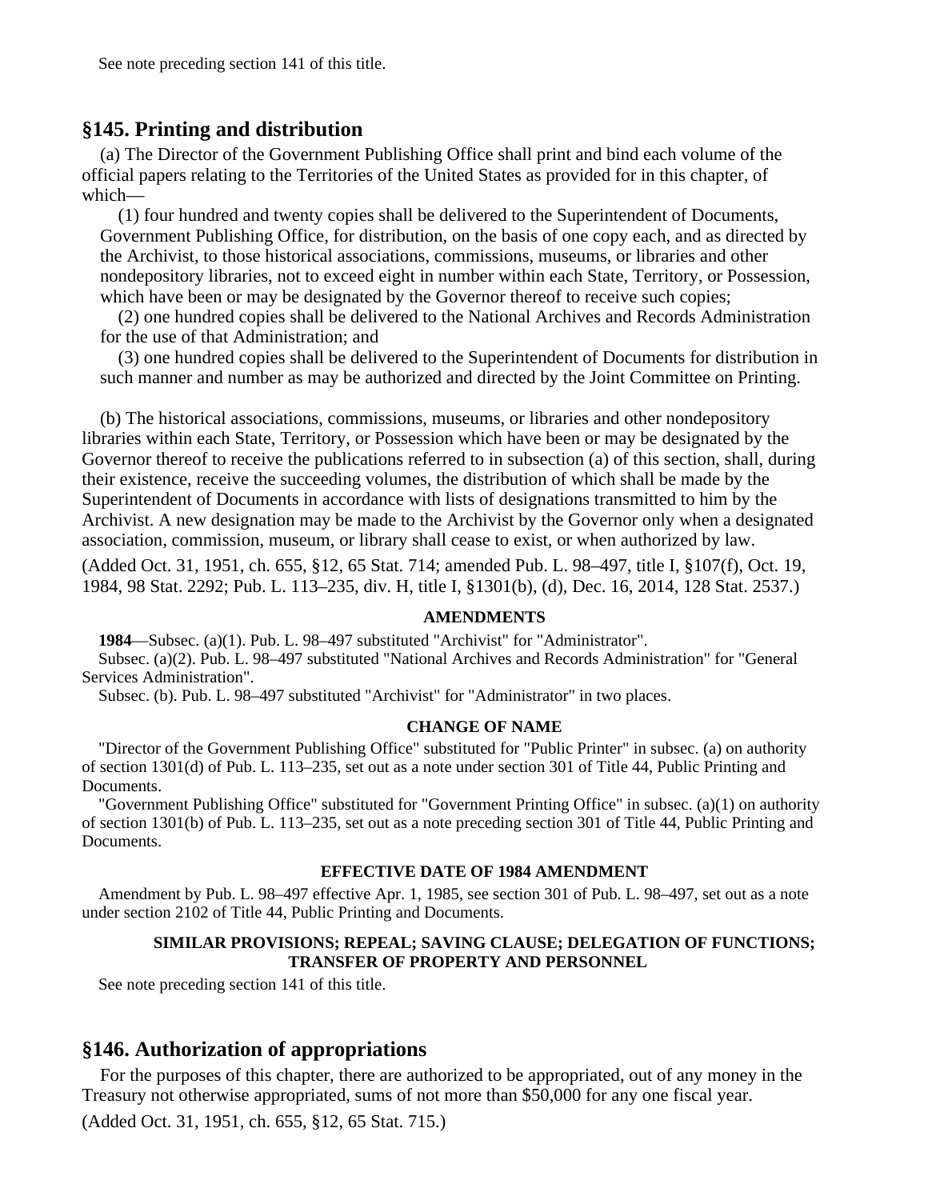See note preceding section 141 of this title.

## §145. Printing and distribution

(a) The Director of the Government Publishing Office shall print and bind each volume of the official papers relating to the Territories of the United States as provided for in this chapter, of which—

(1) four hundred and twenty copies shall be delivered to the Superintendent of Documents, Government Publishing Office, for distribution, on the basis of one copy each, and as directed by the Archivist, to those historical associations, commissions, museums, or libraries and other nondepository libraries, not to exceed eight in number within each State, Territory, or Possession, which have been or may be designated by the Governor thereof to receive such copies;

(2) one hundred copies shall be delivered to the National Archives and Records Administration for the use of that Administration; and

(3) one hundred copies shall be delivered to the Superintendent of Documents for distribution in such manner and number as may be authorized and directed by the Joint Committee on Printing.

(b) The historical associations, commissions, museums, or libraries and other nondepository libraries within each State, Territory, or Possession which have been or may be designated by the Governor thereof to receive the publications referred to in subsection (a) of this section, shall, during their existence, receive the succeeding volumes, the distribution of which shall be made by the Superintendent of Documents in accordance with lists of designations transmitted to him by the Archivist. A new designation may be made to the Archivist by the Governor only when a designated association, commission, museum, or library shall cease to exist, or when authorized by law.

(Added Oct. 31, 1951, ch. 655, §12, 65 Stat. 714; amended Pub. L. 98–497, title I, §107(f), Oct. 19, 1984, 98 Stat. 2292; Pub. L. 113–235, div. H, title I, §1301(b), (d), Dec. 16, 2014, 128 Stat. 2537.)

#### AMENDMENTS

**1984**—Subsec. (a)(1). Pub. L. 98–497 substituted "Archivist" for "Administrator".

Subsec. (a)(2). Pub. L. 98–497 substituted "National Archives and Records Administration" for "General Services Administration".

Subsec. (b). Pub. L. 98–497 substituted "Archivist" for "Administrator" in two places.

#### CHANGE OF NAME

"Director of the Government Publishing Office" substituted for "Public Printer" in subsec. (a) on authority of section 1301(d) of Pub. L. 113–235, set out as a note under section 301 of Title 44, Public Printing and Documents.

"Government Publishing Office" substituted for "Government Printing Office" in subsec. (a)(1) on authority of section 1301(b) of Pub. L. 113–235, set out as a note preceding section 301 of Title 44, Public Printing and Documents.

#### EFFECTIVE DATE OF 1984 AMENDMENT

Amendment by Pub. L. 98–497 effective Apr. 1, 1985, see section 301 of Pub. L. 98–497, set out as a note under section 2102 of Title 44, Public Printing and Documents.

#### SIMILAR PROVISIONS; REPEAL; SAVING CLAUSE; DELEGATION OF FUNCTIONS; TRANSFER OF PROPERTY AND PERSONNEL

See note preceding section 141 of this title.

## §146. Authorization of appropriations

For the purposes of this chapter, there are authorized to be appropriated, out of any money in the Treasury not otherwise appropriated, sums of not more than $50,000 for any one fiscal year.

(Added Oct. 31, 1951, ch. 655, §12, 65 Stat. 715.)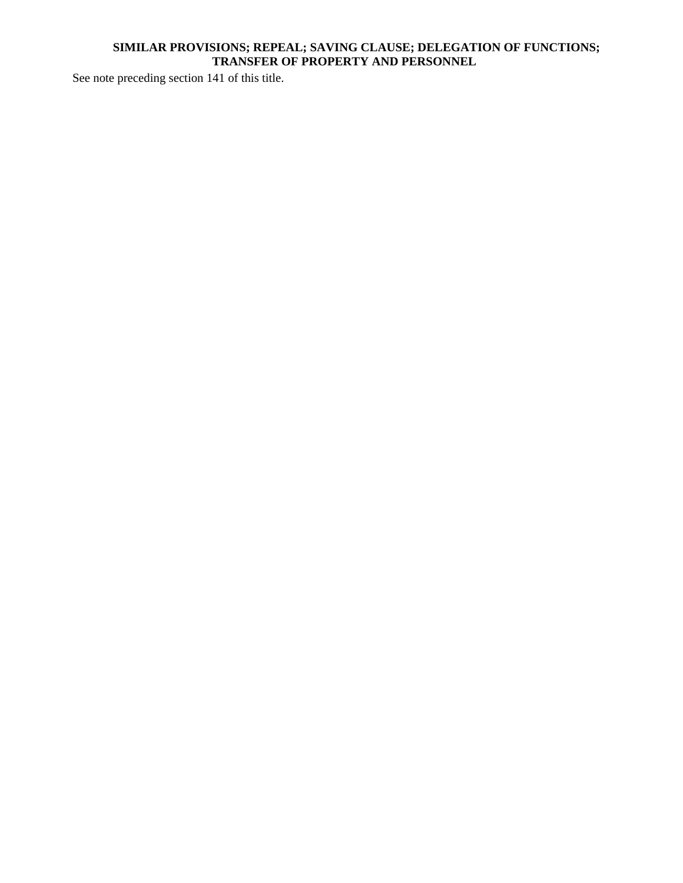**SIMILAR PROVISIONS; REPEAL; SAVING CLAUSE; DELEGATION OF FUNCTIONS; TRANSFER OF PROPERTY AND PERSONNEL**

See note preceding section 141 of this title.